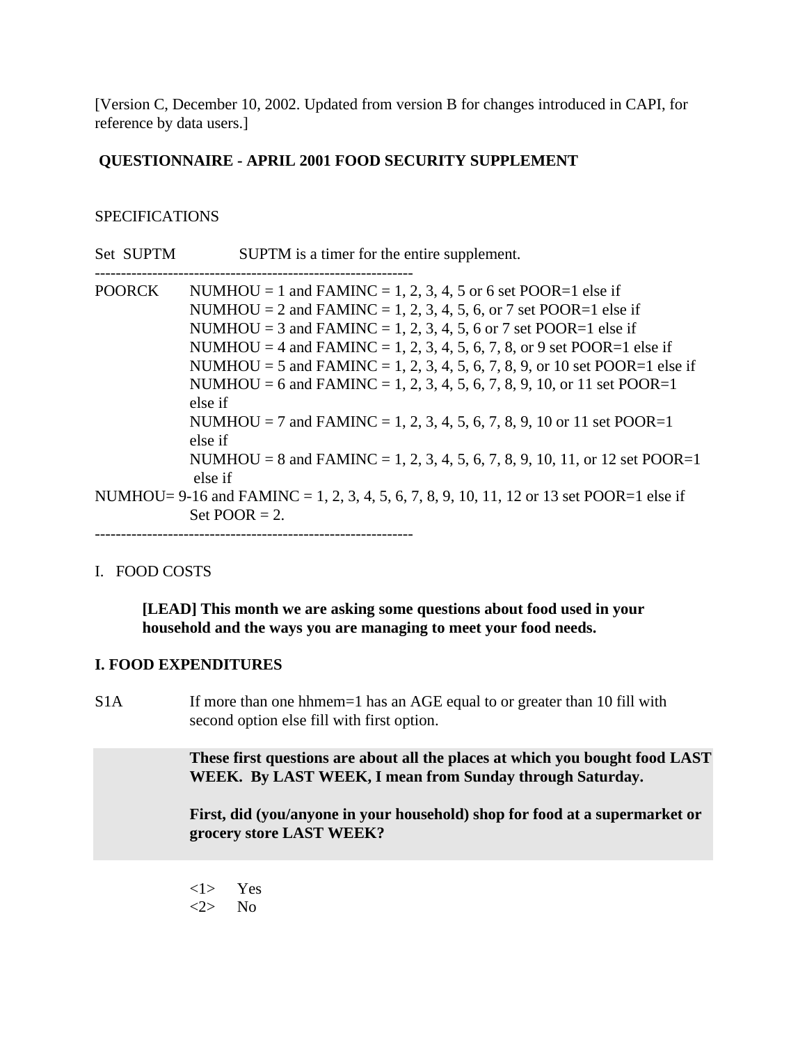[Version C, December 10, 2002. Updated from version B for changes introduced in CAPI, for reference by data users.]

# QUESTIONNAIRE - APRIL 2001 FOOD SECURITY SUPPLEMENT

SPECIFICATIONS

Set SUPTM SUPTM is a timer for the entire supplement.

---

POORCK NUMHOU = 1 and FAMINC = 1, 2, 3, 4, 5 or 6 set POOR=1 else if
NUMHOU = 2 and FAMINC = 1, 2, 3, 4, 5, 6, or 7 set POOR=1 else if
NUMHOU = 3 and FAMINC = 1, 2, 3, 4, 5, 6 or 7 set POOR=1 else if
NUMHOU = 4 and FAMINC = 1, 2, 3, 4, 5, 6, 7, 8, or 9 set POOR=1 else if
NUMHOU = 5 and FAMINC = 1, 2, 3, 4, 5, 6, 7, 8, 9, or 10 set POOR=1 else if
NUMHOU = 6 and FAMINC = 1, 2, 3, 4, 5, 6, 7, 8, 9, 10, or 11 set POOR=1 else if
NUMHOU = 7 and FAMINC = 1, 2, 3, 4, 5, 6, 7, 8, 9, 10 or 11 set POOR=1 else if
NUMHOU = 8 and FAMINC = 1, 2, 3, 4, 5, 6, 7, 8, 9, 10, 11, or 12 set POOR=1 else if
NUMHOU= 9-16 and FAMINC = 1, 2, 3, 4, 5, 6, 7, 8, 9, 10, 11, 12 or 13 set POOR=1 else if
Set POOR = 2.

---

I. FOOD COSTS

**[LEAD] This month we are asking some questions about food used in your household and the ways you are managing to meet your food needs.**

## I. FOOD EXPENDITURES

S1A If more than one hhmem=1 has an AGE equal to or greater than 10 fill with second option else fill with first option.

**These first questions are about all the places at which you bought food LAST WEEK. By LAST WEEK, I mean from Sunday through Saturday.**

**First, did (you/anyone in your household) shop for food at a supermarket or grocery store LAST WEEK?**

<1> Yes
<2> No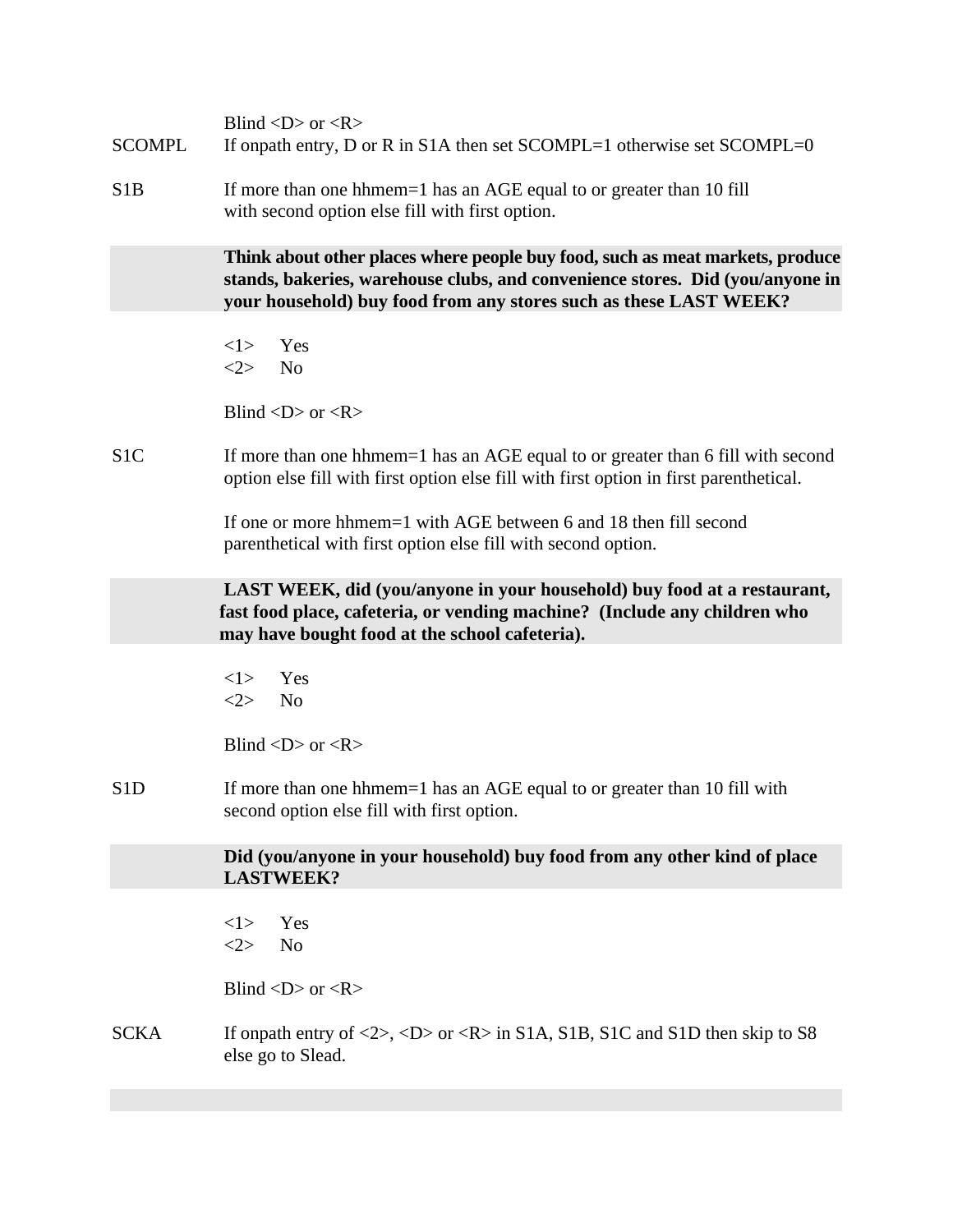Blind <D> or <R>

SCOMPL  If onpath entry, D or R in S1A then set SCOMPL=1 otherwise set SCOMPL=0

S1B  If more than one hhmem=1 has an AGE equal to or greater than 10 fill with second option else fill with first option.

**Think about other places where people buy food, such as meat markets, produce stands, bakeries, warehouse clubs, and convenience stores. Did (you/anyone in your household) buy food from any stores such as these LAST WEEK?**

<1> Yes
<2> No

Blind <D> or <R>

S1C  If more than one hhmem=1 has an AGE equal to or greater than 6 fill with second option else fill with first option else fill with first option in first parenthetical.

If one or more hhmem=1 with AGE between 6 and 18 then fill second parenthetical with first option else fill with second option.

**LAST WEEK, did (you/anyone in your household) buy food at a restaurant, fast food place, cafeteria, or vending machine? (Include any children who may have bought food at the school cafeteria).**

<1> Yes
<2> No

Blind <D> or <R>

S1D  If more than one hhmem=1 has an AGE equal to or greater than 10 fill with second option else fill with first option.

**Did (you/anyone in your household) buy food from any other kind of place LASTWEEK?**

<1> Yes
<2> No

Blind <D> or <R>

SCKA  If onpath entry of <2>, <D> or <R> in S1A, S1B, S1C and S1D then skip to S8 else go to Slead.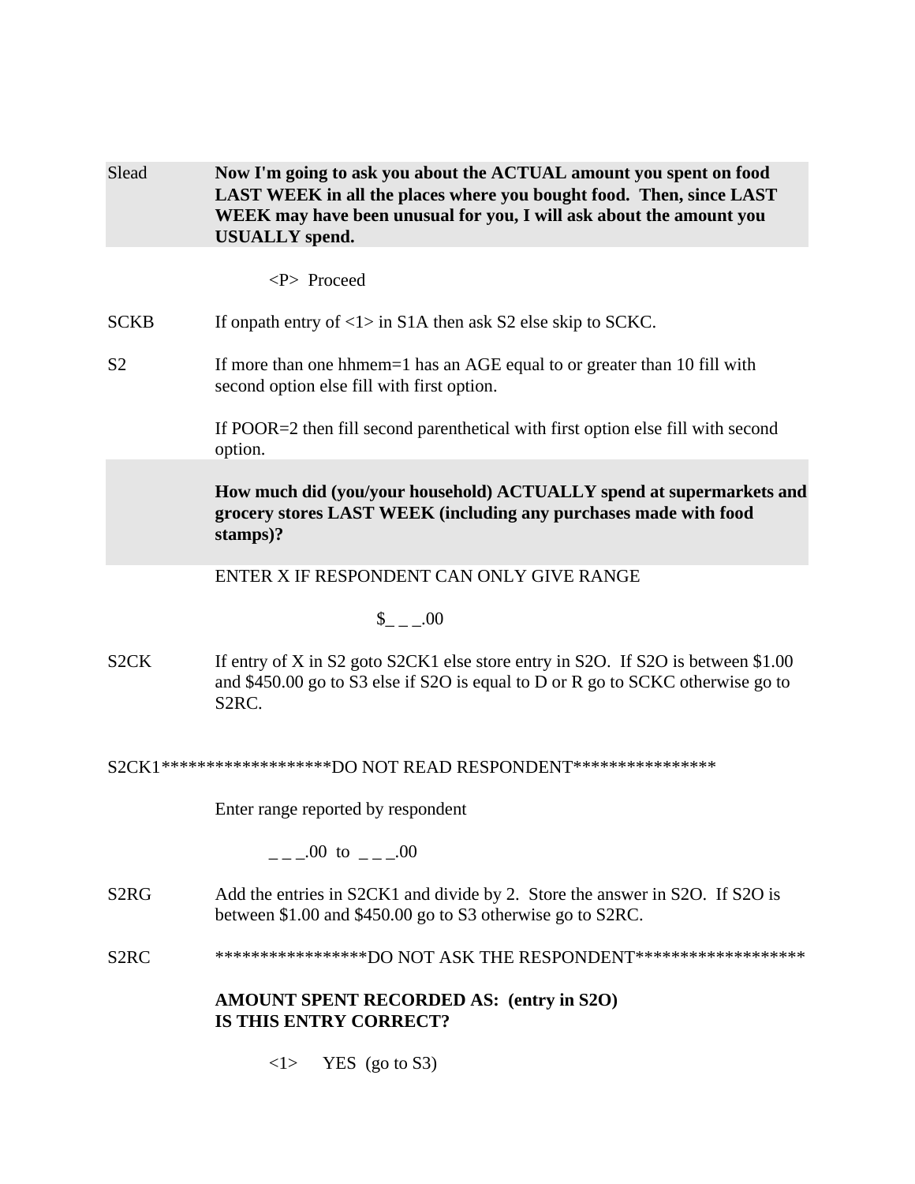Slead **Now I'm going to ask you about the ACTUAL amount you spent on food LAST WEEK in all the places where you bought food. Then, since LAST WEEK may have been unusual for you, I will ask about the amount you USUALLY spend.**

<P> Proceed

SCKB If onpath entry of <1> in S1A then ask S2 else skip to SCKC.

S2 If more than one hhmem=1 has an AGE equal to or greater than 10 fill with second option else fill with first option.

If POOR=2 then fill second parenthetical with first option else fill with second option.

**How much did (you/your household) ACTUALLY spend at supermarkets and grocery stores LAST WEEK (including any purchases made with food stamps)?**

ENTER X IF RESPONDENT CAN ONLY GIVE RANGE

$_ _ _.00

S2CK If entry of X in S2 goto S2CK1 else store entry in S2O. If S2O is between $1.00 and $450.00 go to S3 else if S2O is equal to D or R go to SCKC otherwise go to S2RC.

S2CK1******************DO NOT READ RESPONDENT****************

Enter range reported by respondent

_ _ _.00 to _ _ _.00

S2RG Add the entries in S2CK1 and divide by 2. Store the answer in S2O. If S2O is between $1.00 and $450.00 go to S3 otherwise go to S2RC.

S2RC *****************DO NOT ASK THE RESPONDENT******************

**AMOUNT SPENT RECORDED AS: (entry in S2O)**
**IS THIS ENTRY CORRECT?**

<1> YES (go to S3)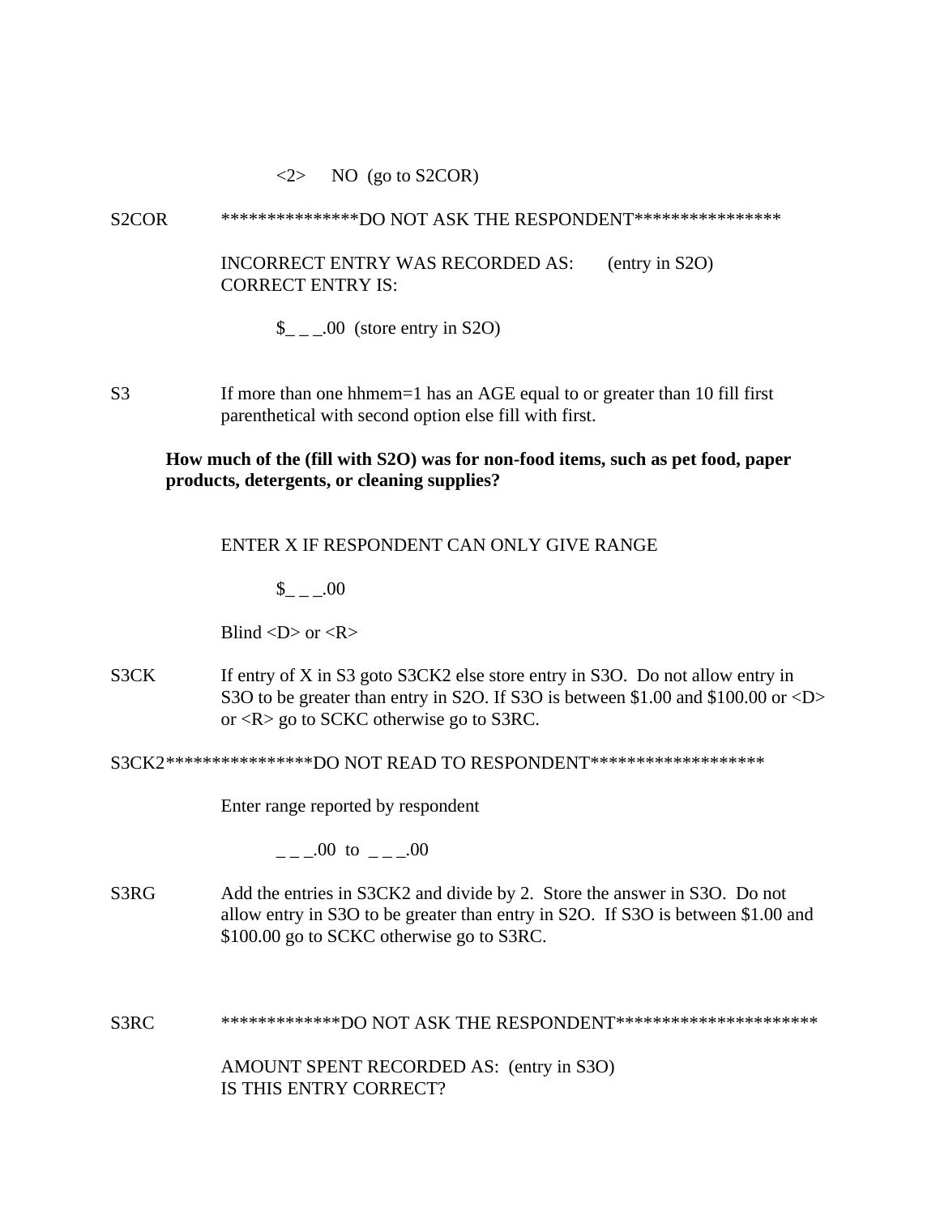<2> NO (go to S2COR)

S2COR ***************DO NOT ASK THE RESPONDENT****************

INCORRECT ENTRY WAS RECORDED AS: (entry in S2O)
CORRECT ENTRY IS:

$_ _ _.00 (store entry in S2O)

S3 If more than one hhmem=1 has an AGE equal to or greater than 10 fill first parenthetical with second option else fill with first.

**How much of the (fill with S2O) was for non-food items, such as pet food, paper products, detergents, or cleaning supplies?**

ENTER X IF RESPONDENT CAN ONLY GIVE RANGE

$_ _ _.00

Blind <D> or <R>

S3CK If entry of X in S3 goto S3CK2 else store entry in S3O. Do not allow entry in S3O to be greater than entry in S2O. If S3O is between $1.00 and $100.00 or <D> or <R> go to SCKC otherwise go to S3RC.

S3CK2****************DO NOT READ TO RESPONDENT*******************

Enter range reported by respondent

_ _ _.00 to _ _ _.00

S3RG Add the entries in S3CK2 and divide by 2. Store the answer in S3O. Do not allow entry in S3O to be greater than entry in S2O. If S3O is between $1.00 and $100.00 go to SCKC otherwise go to S3RC.

S3RC *************DO NOT ASK THE RESPONDENT*********************

AMOUNT SPENT RECORDED AS: (entry in S3O)
IS THIS ENTRY CORRECT?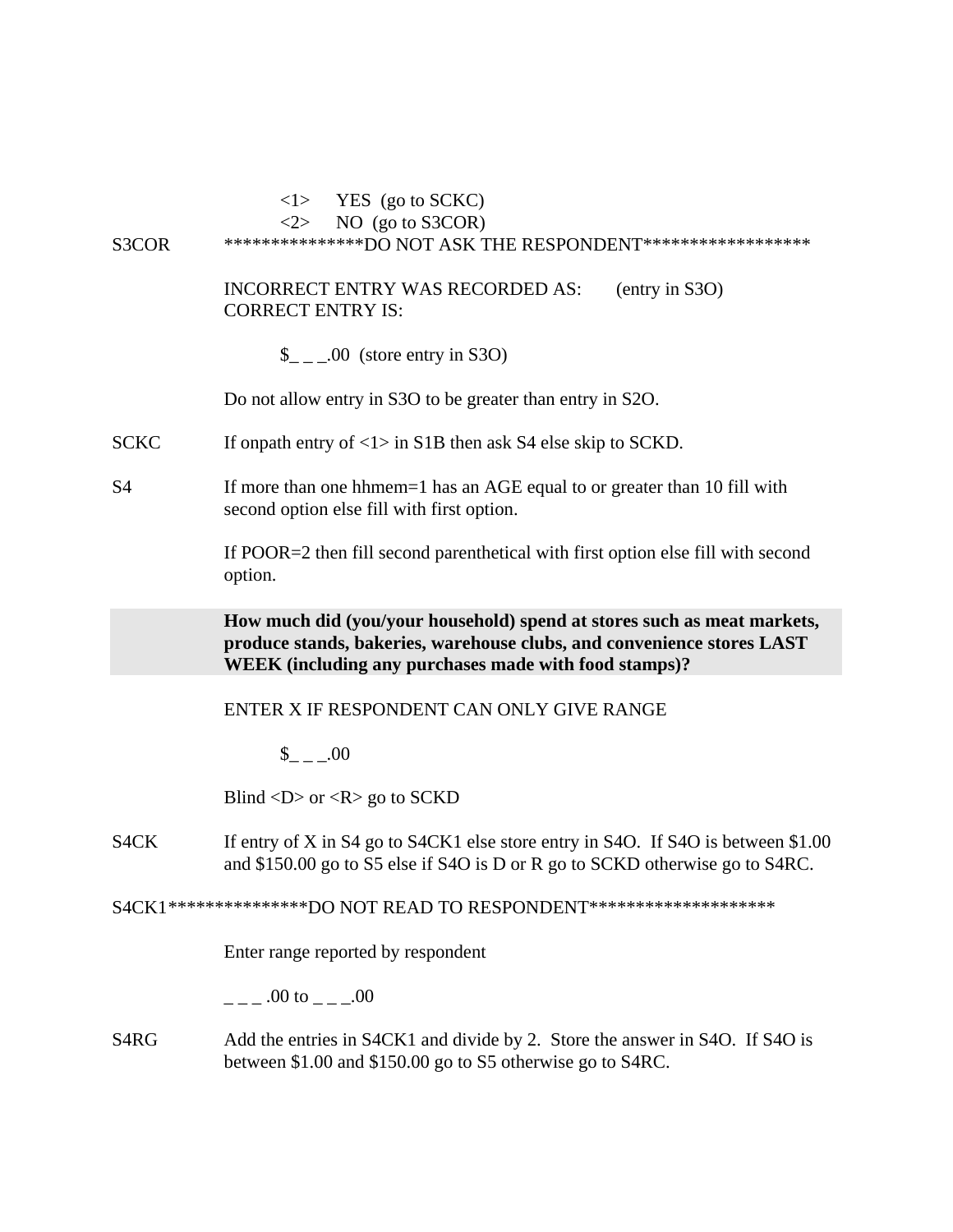<1> YES (go to SCKC)
<2> NO (go to S3COR)

S3COR ***************DO NOT ASK THE RESPONDENT******************

INCORRECT ENTRY WAS RECORDED AS: (entry in S3O)
CORRECT ENTRY IS:

$_ _ _.00 (store entry in S3O)

Do not allow entry in S3O to be greater than entry in S2O.

SCKC If onpath entry of <1> in S1B then ask S4 else skip to SCKD.

S4 If more than one hhmem=1 has an AGE equal to or greater than 10 fill with second option else fill with first option.

If POOR=2 then fill second parenthetical with first option else fill with second option.

**How much did (you/your household) spend at stores such as meat markets, produce stands, bakeries, warehouse clubs, and convenience stores LAST WEEK (including any purchases made with food stamps)?**

ENTER X IF RESPONDENT CAN ONLY GIVE RANGE

$_ _ _.00

Blind <D> or <R> go to SCKD

S4CK If entry of X in S4 go to S4CK1 else store entry in S4O. If S4O is between $1.00 and $150.00 go to S5 else if S4O is D or R go to SCKD otherwise go to S4RC.

S4CK1***************DO NOT READ TO RESPONDENT********************

Enter range reported by respondent

_ _ _ .00 to _ _ _.00

S4RG Add the entries in S4CK1 and divide by 2. Store the answer in S4O. If S4O is between $1.00 and $150.00 go to S5 otherwise go to S4RC.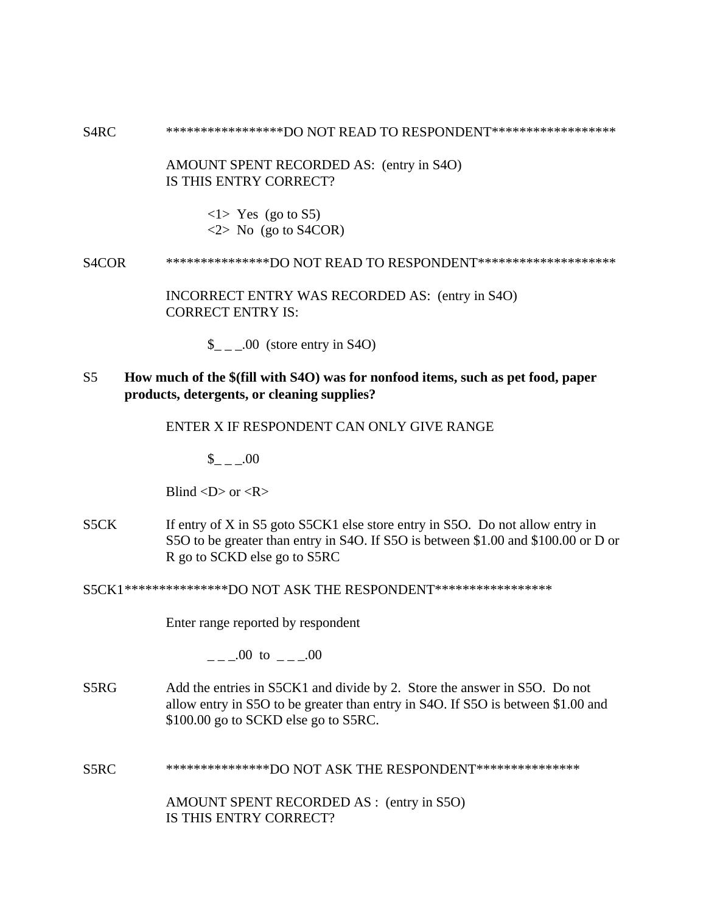S4RC ******************DO NOT READ TO RESPONDENT******************

AMOUNT SPENT RECORDED AS: (entry in S4O)
IS THIS ENTRY CORRECT?

<1> Yes (go to S5)
<2> No (go to S4COR)

S4COR ***************DO NOT READ TO RESPONDENT********************

INCORRECT ENTRY WAS RECORDED AS: (entry in S4O)
CORRECT ENTRY IS:

$_ _ _.00 (store entry in S4O)

S5 **How much of the $(fill with S4O) was for nonfood items, such as pet food, paper products, detergents, or cleaning supplies?**

ENTER X IF RESPONDENT CAN ONLY GIVE RANGE

$_ _ _.00

Blind <D> or <R>

S5CK If entry of X in S5 goto S5CK1 else store entry in S5O. Do not allow entry in S5O to be greater than entry in S4O. If S5O is between $1.00 and $100.00 or D or R go to SCKD else go to S5RC

S5CK1***************DO NOT ASK THE RESPONDENT*****************

Enter range reported by respondent

_ _ _.00 to _ _ _.00

S5RG Add the entries in S5CK1 and divide by 2. Store the answer in S5O. Do not allow entry in S5O to be greater than entry in S4O. If S5O is between $1.00 and $100.00 go to SCKD else go to S5RC.

S5RC ***************DO NOT ASK THE RESPONDENT***************

AMOUNT SPENT RECORDED AS : (entry in S5O)
IS THIS ENTRY CORRECT?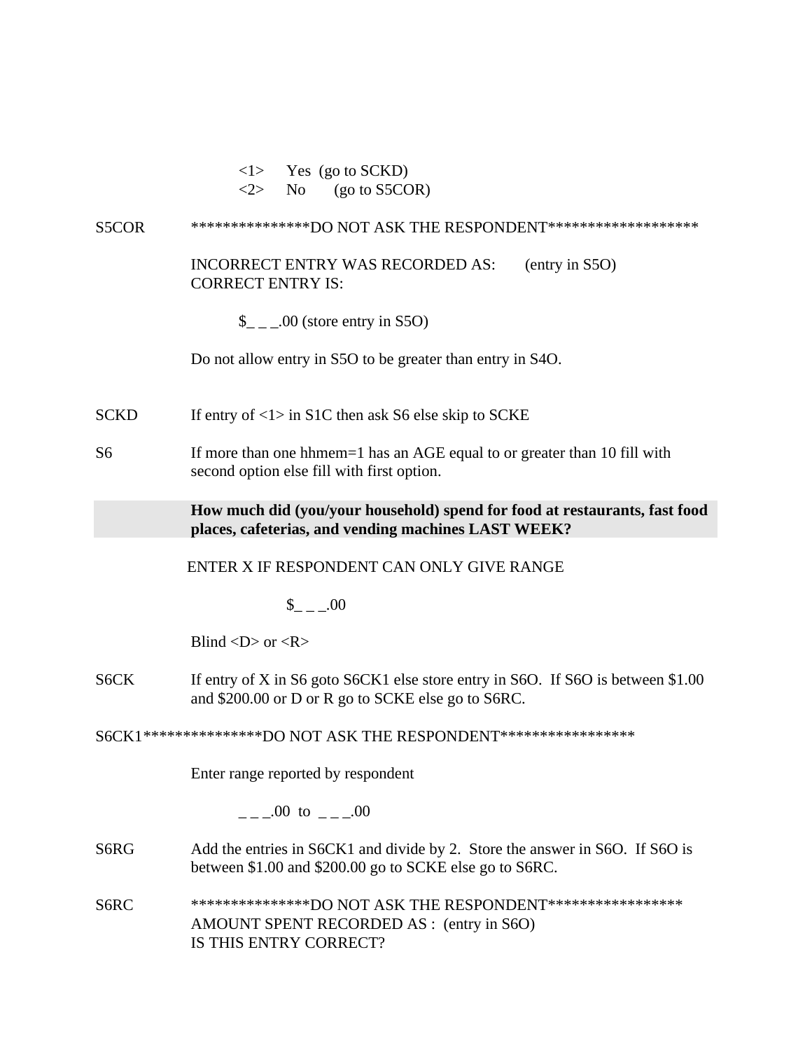<1> Yes (go to SCKD)
<2> No (go to S5COR)

S5COR ***************DO NOT ASK THE RESPONDENT*******************

INCORRECT ENTRY WAS RECORDED AS: (entry in S5O)
CORRECT ENTRY IS:

$_ _ _.00 (store entry in S5O)

Do not allow entry in S5O to be greater than entry in S4O.

SCKD If entry of <1> in S1C then ask S6 else skip to SCKE

S6 If more than one hhmem=1 has an AGE equal to or greater than 10 fill with second option else fill with first option.

**How much did (you/your household) spend for food at restaurants, fast food places, cafeterias, and vending machines LAST WEEK?**

ENTER X IF RESPONDENT CAN ONLY GIVE RANGE

$_ _ _.00

Blind <D> or <R>

S6CK If entry of X in S6 goto S6CK1 else store entry in S6O. If S6O is between $1.00 and $200.00 or D or R go to SCKE else go to S6RC.

S6CK1***************DO NOT ASK THE RESPONDENT*****************

Enter range reported by respondent

_ _ _.00 to _ _ _.00

S6RG Add the entries in S6CK1 and divide by 2. Store the answer in S6O. If S6O is between $1.00 and $200.00 go to SCKE else go to S6RC.

S6RC ***************DO NOT ASK THE RESPONDENT*****************
AMOUNT SPENT RECORDED AS : (entry in S6O)
IS THIS ENTRY CORRECT?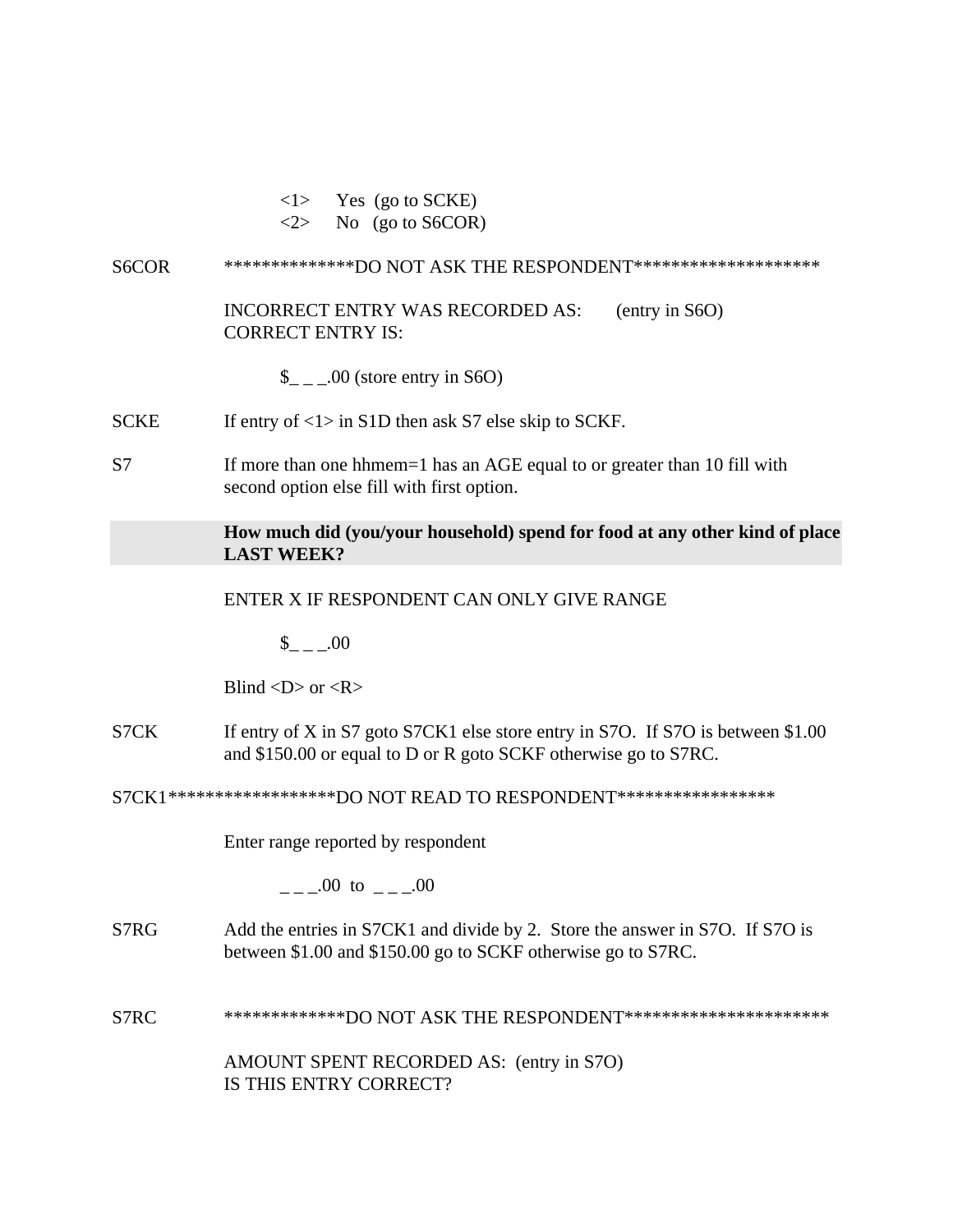<1> Yes (go to SCKE)
<2> No (go to S6COR)

S6COR **************DO NOT ASK THE RESPONDENT********************

INCORRECT ENTRY WAS RECORDED AS: (entry in S6O)
CORRECT ENTRY IS:

$_ _ _.00 (store entry in S6O)

SCKE If entry of <1> in S1D then ask S7 else skip to SCKF.

S7 If more than one hhmem=1 has an AGE equal to or greater than 10 fill with second option else fill with first option.

**How much did (you/your household) spend for food at any other kind of place LAST WEEK?**

ENTER X IF RESPONDENT CAN ONLY GIVE RANGE

$_ _ _.00

Blind <D> or <R>

S7CK If entry of X in S7 goto S7CK1 else store entry in S7O. If S7O is between $1.00 and $150.00 or equal to D or R goto SCKF otherwise go to S7RC.

S7CK1******************DO NOT READ TO RESPONDENT*****************

Enter range reported by respondent

_ _ _.00 to _ _ _.00

S7RG Add the entries in S7CK1 and divide by 2. Store the answer in S7O. If S7O is between $1.00 and $150.00 go to SCKF otherwise go to S7RC.

S7RC *************DO NOT ASK THE RESPONDENT**********************

AMOUNT SPENT RECORDED AS: (entry in S7O)
IS THIS ENTRY CORRECT?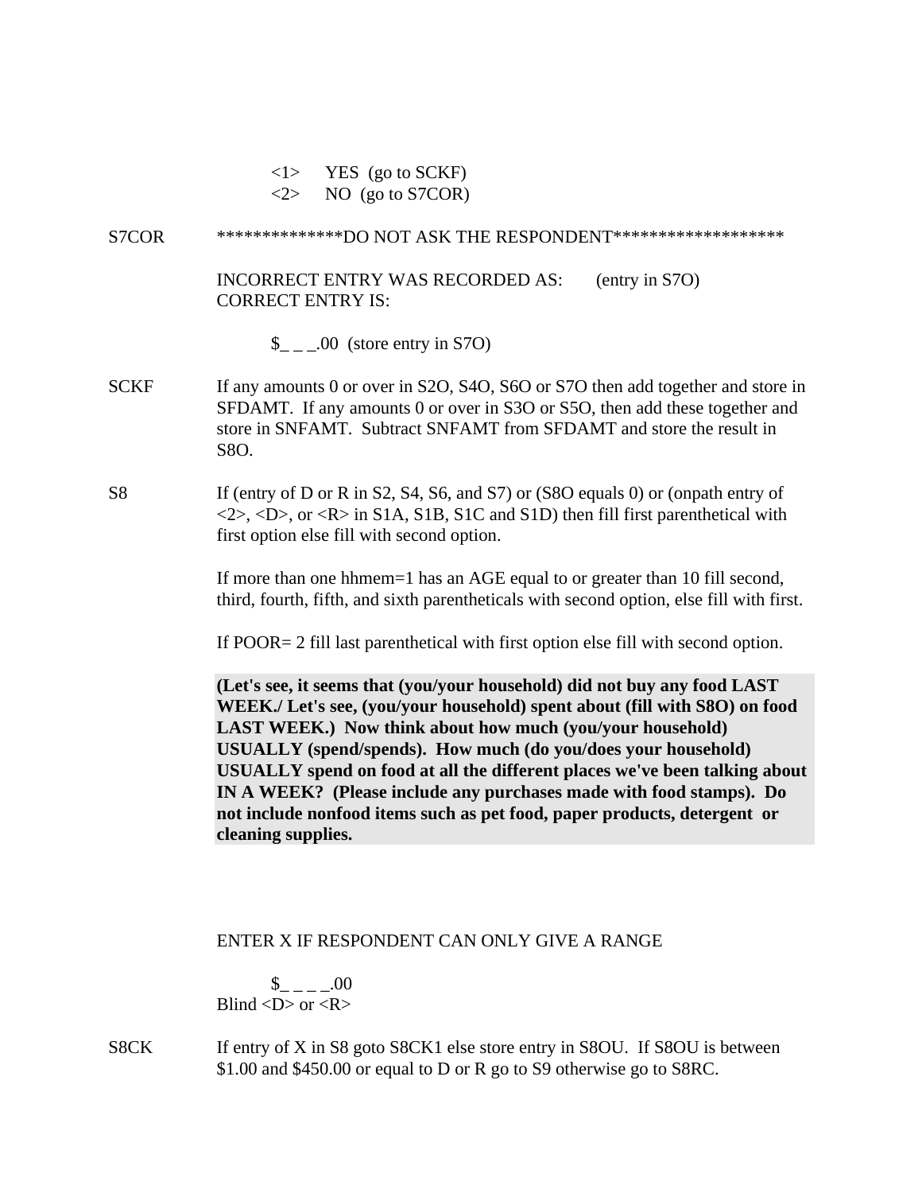<1>  YES (go to SCKF)
<2>  NO (go to S7COR)

S7COR  **************DO NOT ASK THE RESPONDENT*******************

INCORRECT ENTRY WAS RECORDED AS:  (entry in S7O)
CORRECT ENTRY IS:

$_ _ _.00 (store entry in S7O)

SCKF  If any amounts 0 or over in S2O, S4O, S6O or S7O then add together and store in SFDAMT. If any amounts 0 or over in S3O or S5O, then add these together and store in SNFAMT. Subtract SNFAMT from SFDAMT and store the result in S8O.

S8  If (entry of D or R in S2, S4, S6, and S7) or (S8O equals 0) or (onpath entry of <2>, <D>, or <R> in S1A, S1B, S1C and S1D) then fill first parenthetical with first option else fill with second option.

If more than one hhmem=1 has an AGE equal to or greater than 10 fill second, third, fourth, fifth, and sixth parentheticals with second option, else fill with first.

If POOR= 2 fill last parenthetical with first option else fill with second option.

**(Let's see, it seems that (you/your household) did not buy any food LAST WEEK./ Let's see, (you/your household) spent about (fill with S8O) on food LAST WEEK.) Now think about how much (you/your household) USUALLY (spend/spends). How much (do you/does your household) USUALLY spend on food at all the different places we've been talking about IN A WEEK? (Please include any purchases made with food stamps). Do not include nonfood items such as pet food, paper products, detergent or cleaning supplies.**

ENTER X IF RESPONDENT CAN ONLY GIVE A RANGE

$_ _ _ _.00
Blind <D> or <R>

S8CK  If entry of X in S8 goto S8CK1 else store entry in S8OU. If S8OU is between $1.00 and $450.00 or equal to D or R go to S9 otherwise go to S8RC.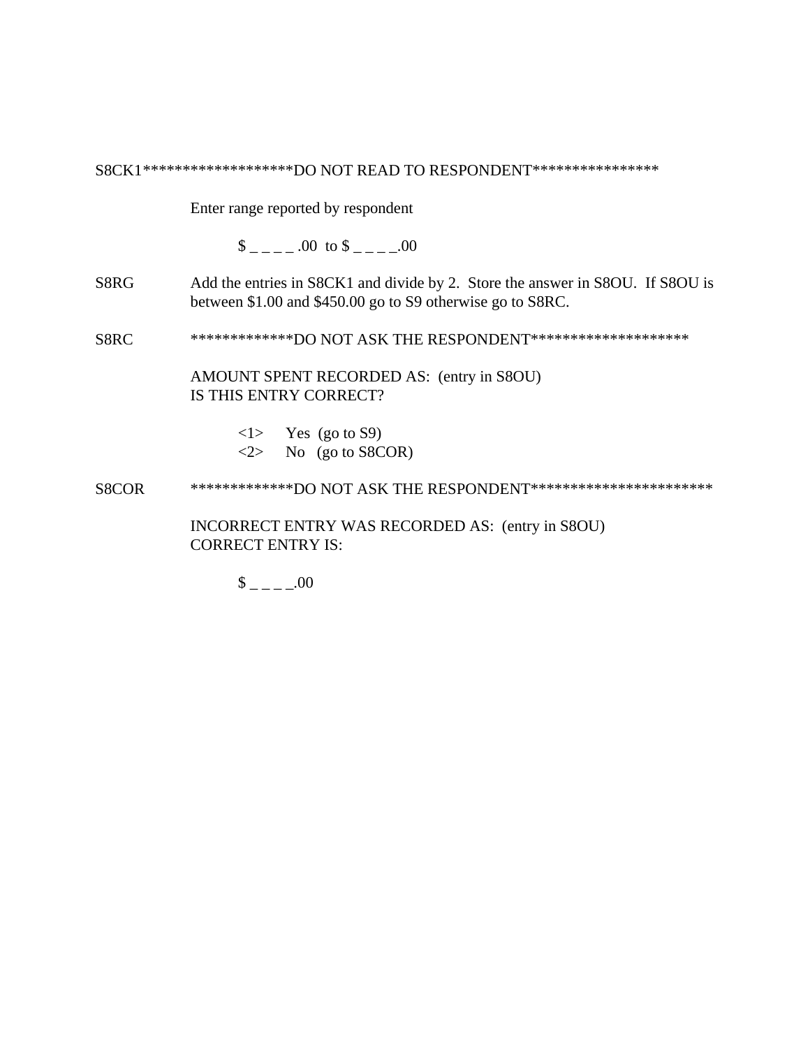S8CK1*******************DO NOT READ TO RESPONDENT****************

Enter range reported by respondent

$ _ _ _ _ .00  to $ _ _ _ _.00

S8RG    Add the entries in S8CK1 and divide by 2.  Store the answer in S8OU.  If S8OU is between $1.00 and $450.00 go to S9 otherwise go to S8RC.

S8RC    *************DO NOT ASK THE RESPONDENT********************

AMOUNT SPENT RECORDED AS:  (entry in S8OU)
IS THIS ENTRY CORRECT?

<1>    Yes  (go to S9)
<2>    No   (go to S8COR)

S8COR    *************DO NOT ASK THE RESPONDENT***********************

INCORRECT ENTRY WAS RECORDED AS:  (entry in S8OU)
CORRECT ENTRY IS:

$ _ _ _ _.00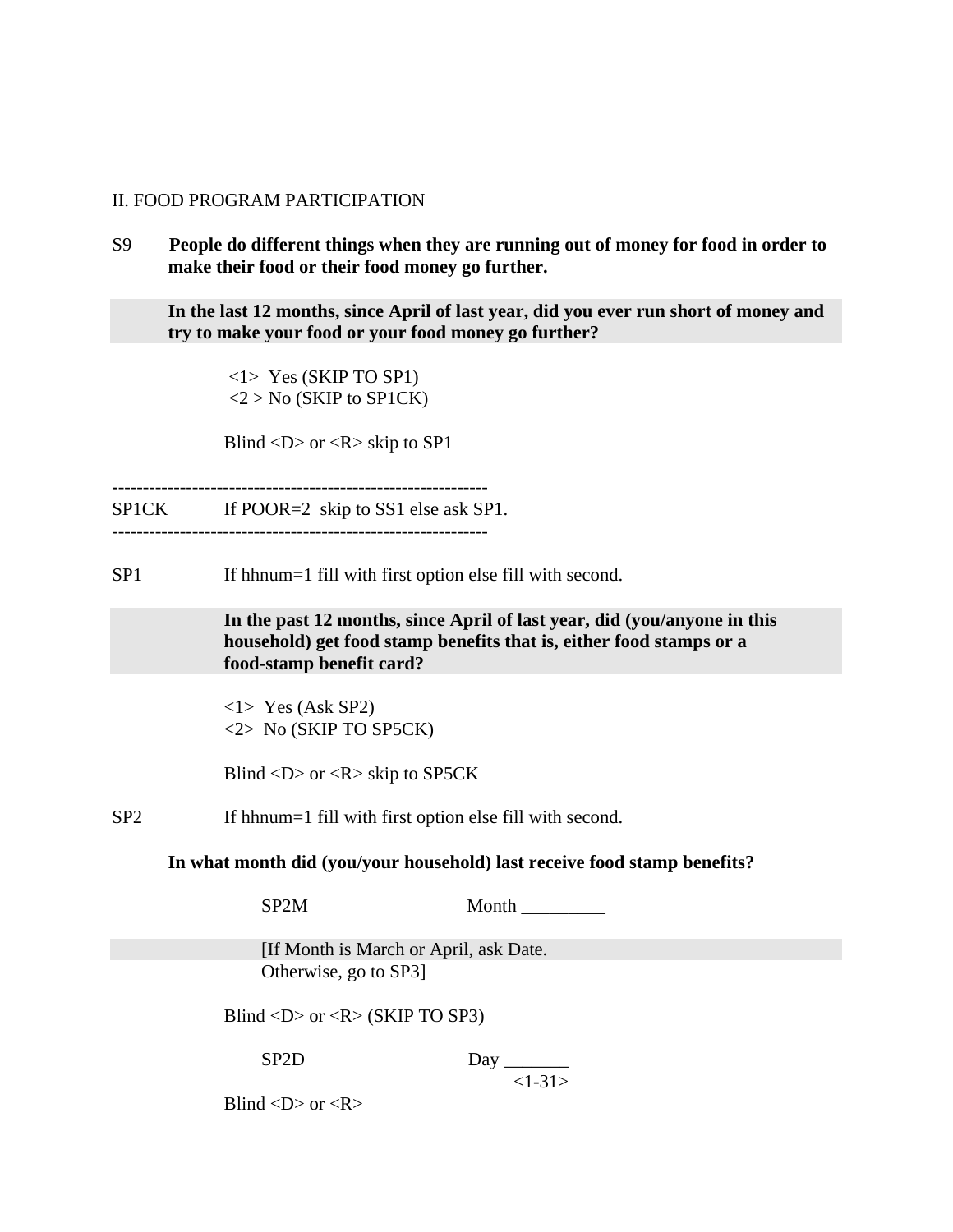II. FOOD PROGRAM PARTICIPATION

S9 **People do different things when they are running out of money for food in order to make their food or their food money go further.**

**In the last 12 months, since April of last year, did you ever run short of money and try to make your food or your food money go further?**

<1> Yes (SKIP TO SP1)
<2 > No (SKIP to SP1CK)

Blind <D> or <R> skip to SP1

-------------------------------------------------------------
SP1CK If POOR=2 skip to SS1 else ask SP1.
-------------------------------------------------------------

SP1 If hhnum=1 fill with first option else fill with second.

**In the past 12 months, since April of last year, did (you/anyone in this household) get food stamp benefits that is, either food stamps or a food-stamp benefit card?**

<1> Yes (Ask SP2)
<2> No (SKIP TO SP5CK)

Blind <D> or <R> skip to SP5CK

SP2 If hhnum=1 fill with first option else fill with second.

**In what month did (you/your household) last receive food stamp benefits?**

SP2M Month _________

[If Month is March or April, ask Date.
Otherwise, go to SP3]

Blind <D> or <R> (SKIP TO SP3)

SP2D Day _______
<1-31>

Blind <D> or <R>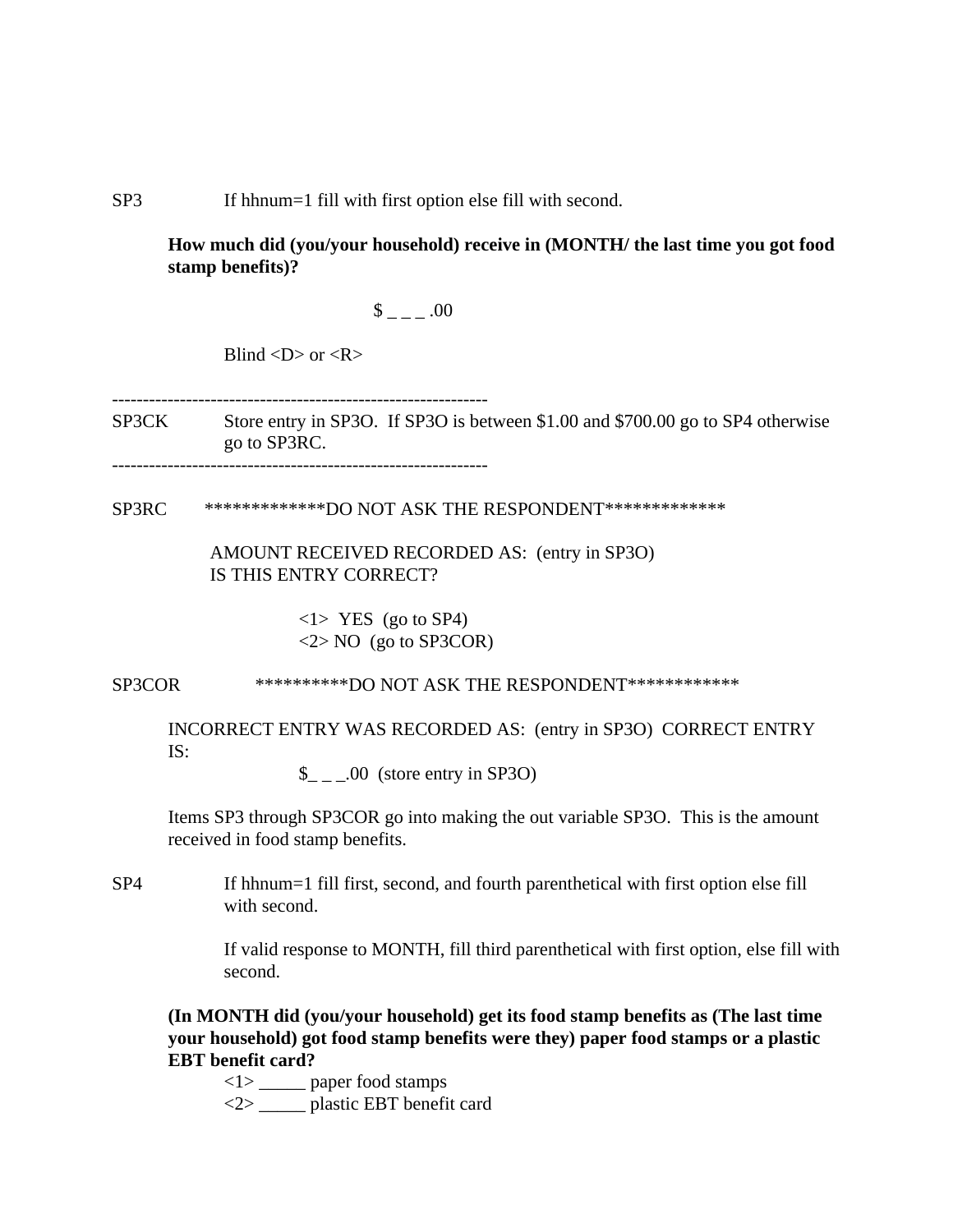SP3 If hhnum=1 fill with first option else fill with second.

**How much did (you/your household) receive in (MONTH/ the last time you got food stamp benefits)?**

$ _ _ _ .00

Blind <D> or <R>

-------------------------------------------------------------

SP3CK Store entry in SP3O. If SP3O is between $1.00 and $700.00 go to SP4 otherwise go to SP3RC.

-------------------------------------------------------------

SP3RC *************DO NOT ASK THE RESPONDENT*************

AMOUNT RECEIVED RECORDED AS: (entry in SP3O)
IS THIS ENTRY CORRECT?

<1> YES (go to SP4)
<2> NO (go to SP3COR)

SP3COR **********DO NOT ASK THE RESPONDENT************

INCORRECT ENTRY WAS RECORDED AS: (entry in SP3O) CORRECT ENTRY IS:

$_ _ _.00 (store entry in SP3O)

Items SP3 through SP3COR go into making the out variable SP3O. This is the amount received in food stamp benefits.

SP4 If hhnum=1 fill first, second, and fourth parenthetical with first option else fill with second.

If valid response to MONTH, fill third parenthetical with first option, else fill with second.

**(In MONTH did (you/your household) get its food stamp benefits as (The last time your household) got food stamp benefits were they) paper food stamps or a plastic EBT benefit card?**

<1> _____ paper food stamps
<2> _____ plastic EBT benefit card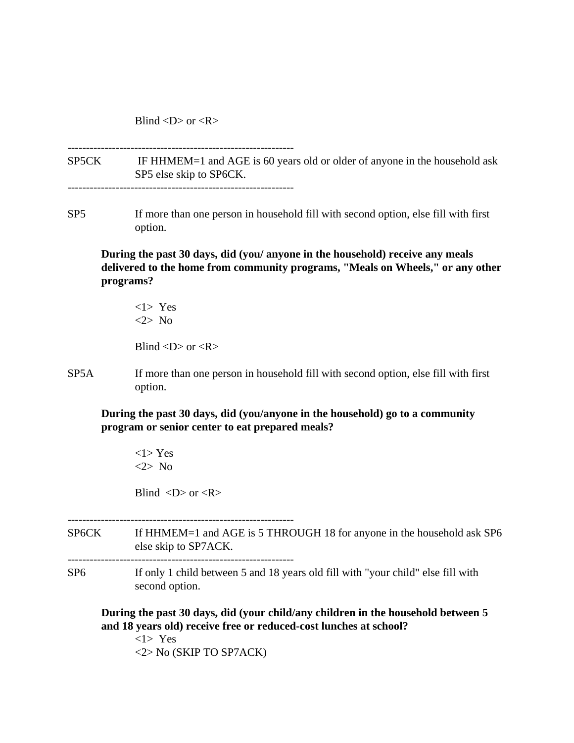Blind <D> or <R>

-------------------------------------------------------------

SP5CK IF HHMEM=1 and AGE is 60 years old or older of anyone in the household ask SP5 else skip to SP6CK.

-------------------------------------------------------------

SP5 If more than one person in household fill with second option, else fill with first option.

**During the past 30 days, did (you/ anyone in the household) receive any meals delivered to the home from community programs, "Meals on Wheels," or any other programs?**

<1> Yes
<2> No

Blind <D> or <R>

SP5A If more than one person in household fill with second option, else fill with first option.

**During the past 30 days, did (you/anyone in the household) go to a community program or senior center to eat prepared meals?**

<1> Yes
<2> No

Blind <D> or <R>

-------------------------------------------------------------

SP6CK If HHMEM=1 and AGE is 5 THROUGH 18 for anyone in the household ask SP6 else skip to SP7ACK.

-------------------------------------------------------------

SP6 If only 1 child between 5 and 18 years old fill with "your child" else fill with second option.

**During the past 30 days, did (your child/any children in the household between 5 and 18 years old) receive free or reduced-cost lunches at school?**

<1> Yes
<2> No (SKIP TO SP7ACK)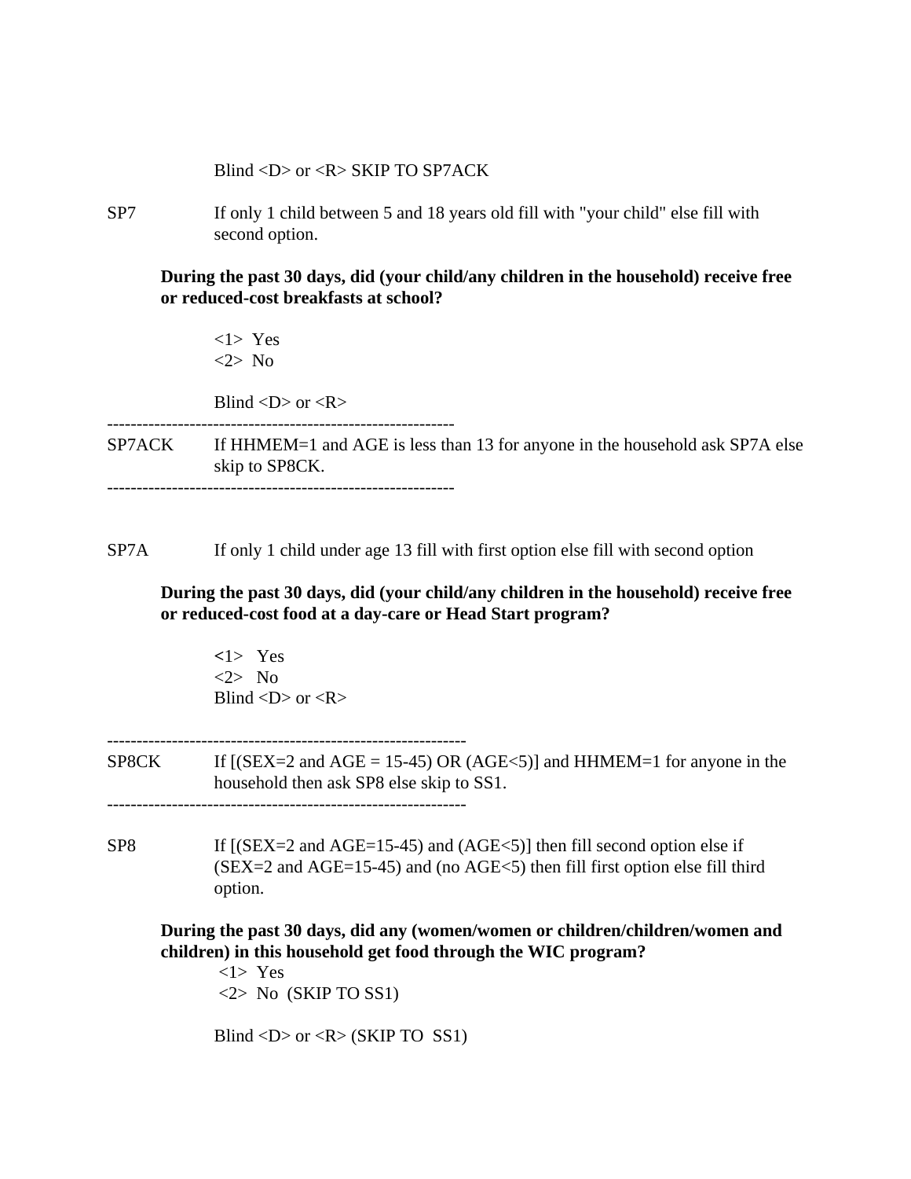Blind <D> or <R> SKIP TO SP7ACK

SP7 If only 1 child between 5 and 18 years old fill with "your child" else fill with second option.

**During the past 30 days, did (your child/any children in the household) receive free or reduced-cost breakfasts at school?**

<1> Yes
<2> No

Blind <D> or <R>

------------------------------------------------------------

SP7ACK If HHMEM=1 and AGE is less than 13 for anyone in the household ask SP7A else skip to SP8CK.

------------------------------------------------------------

SP7A If only 1 child under age 13 fill with first option else fill with second option

**During the past 30 days, did (your child/any children in the household) receive free or reduced-cost food at a day-care or Head Start program?**

<1> Yes
<2> No
Blind <D> or <R>

------------------------------------------------------------

SP8CK If [(SEX=2 and AGE = 15-45) OR (AGE<5)] and HHMEM=1 for anyone in the household then ask SP8 else skip to SS1.

------------------------------------------------------------

SP8 If [(SEX=2 and AGE=15-45) and (AGE<5)] then fill second option else if (SEX=2 and AGE=15-45) and (no AGE<5) then fill first option else fill third option.

**During the past 30 days, did any (women/women or children/children/women and children) in this household get food through the WIC program?**

<1> Yes
<2> No (SKIP TO SS1)

Blind <D> or <R> (SKIP TO SS1)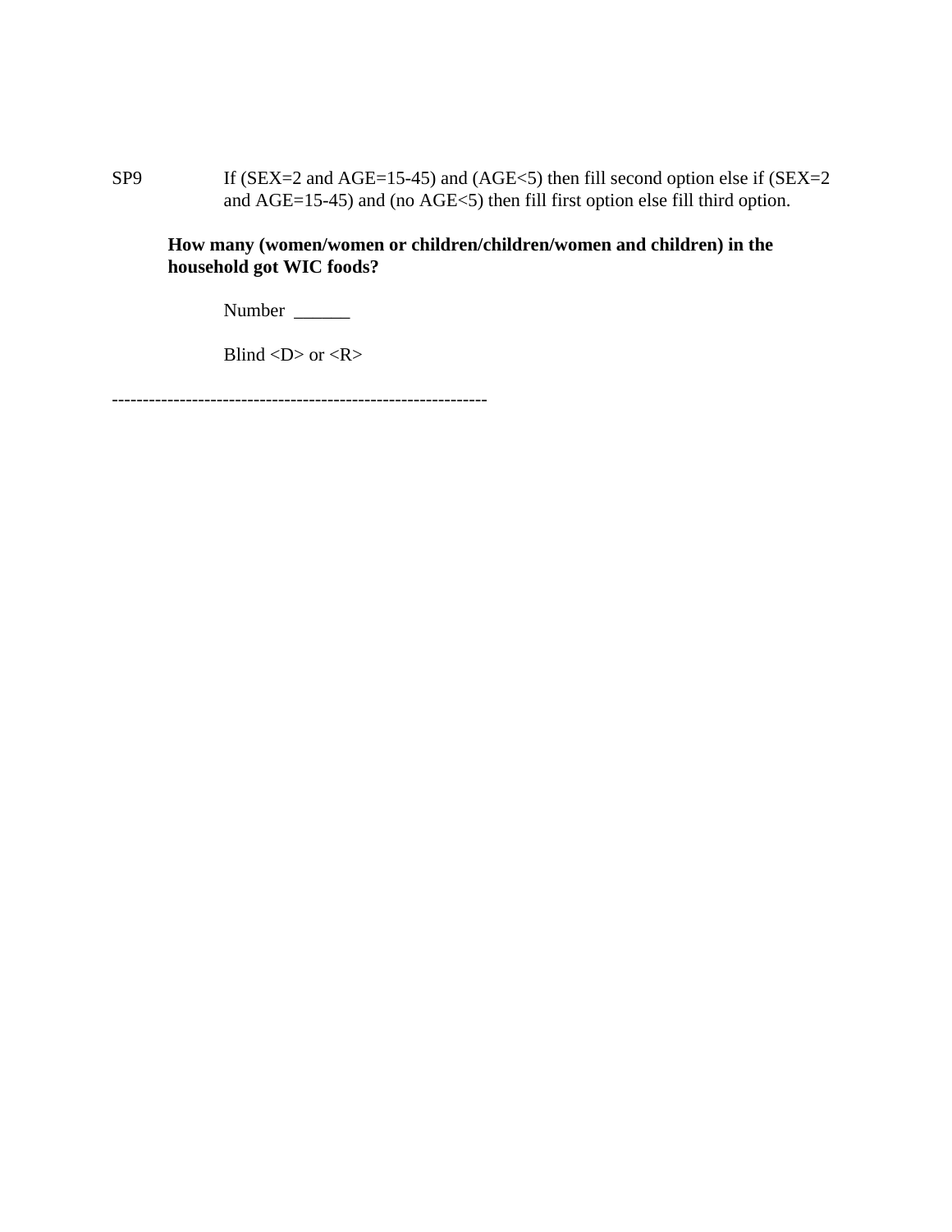SP9 If (SEX=2 and AGE=15-45) and (AGE<5) then fill second option else if (SEX=2 and AGE=15-45) and (no AGE<5) then fill first option else fill third option.

**How many (women/women or children/children/women and children) in the household got WIC foods?**

Number ______

Blind <D> or <R>

------------------------------------------------------------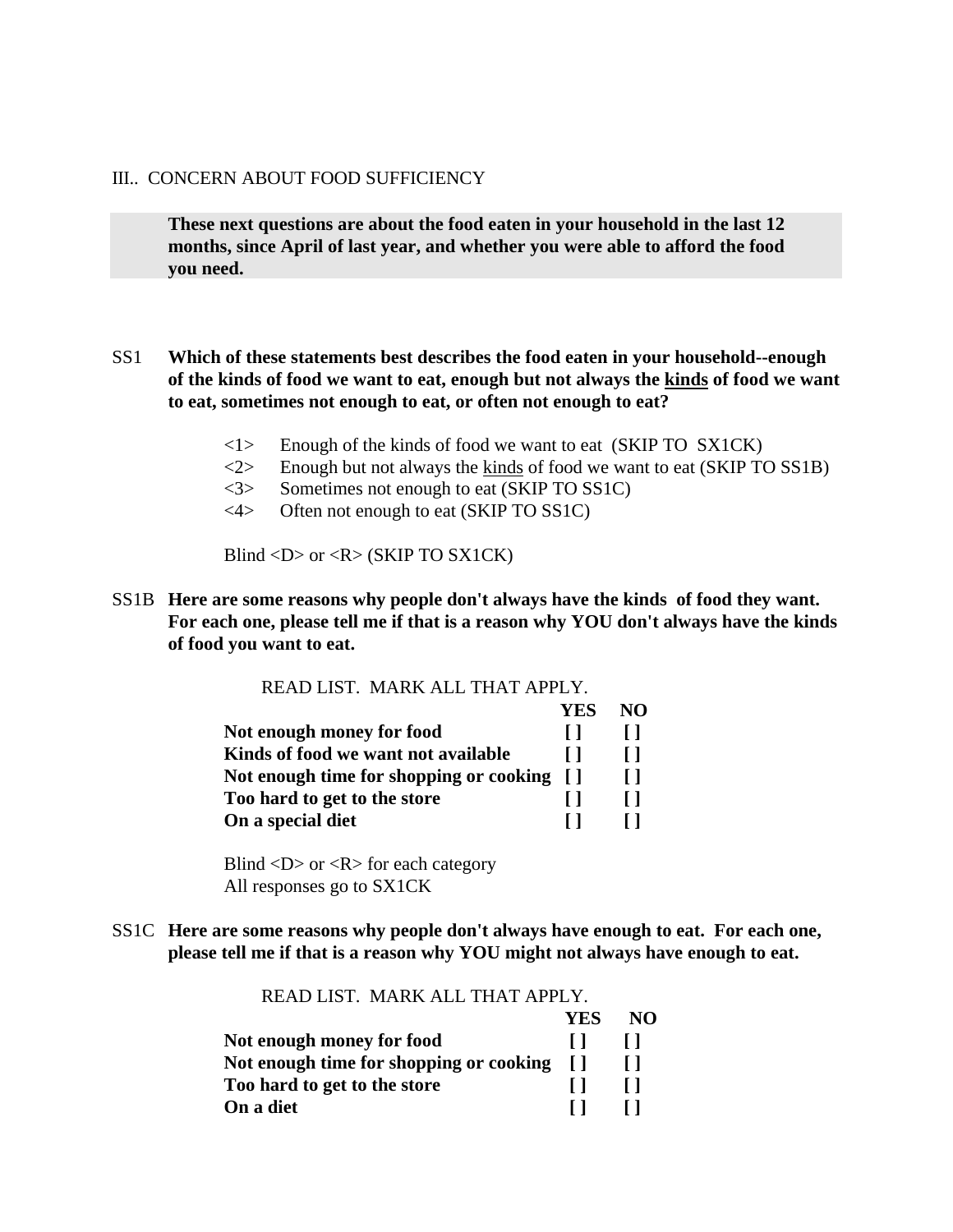III.. CONCERN ABOUT FOOD SUFFICIENCY

**These next questions are about the food eaten in your household in the last 12 months, since April of last year, and whether you were able to afford the food you need.**

SS1 **Which of these statements best describes the food eaten in your household--enough of the kinds of food we want to eat, enough but not always the <u>kinds</u> of food we want to eat, sometimes not enough to eat, or often not enough to eat?**

<1> Enough of the kinds of food we want to eat (SKIP TO SX1CK)
<2> Enough but not always the <u>kinds</u> of food we want to eat (SKIP TO SS1B)
<3> Sometimes not enough to eat (SKIP TO SS1C)
<4> Often not enough to eat (SKIP TO SS1C)

Blind <D> or <R> (SKIP TO SX1CK)

SS1B **Here are some reasons why people don't always have the kinds of food they want. For each one, please tell me if that is a reason why YOU don't always have the kinds of food you want to eat.**

READ LIST. MARK ALL THAT APPLY.

| | YES | NO |
|---|---|---|
| **Not enough money for food** | [ ] | [ ] |
| **Kinds of food we want not available** | [ ] | [ ] |
| **Not enough time for shopping or cooking** | [ ] | [ ] |
| **Too hard to get to the store** | [ ] | [ ] |
| **On a special diet** | [ ] | [ ] |

Blind <D> or <R> for each category
All responses go to SX1CK

SS1C **Here are some reasons why people don't always have enough to eat. For each one, please tell me if that is a reason why YOU might not always have enough to eat.**

READ LIST. MARK ALL THAT APPLY.

| | YES | NO |
|---|---|---|
| **Not enough money for food** | [ ] | [ ] |
| **Not enough time for shopping or cooking** | [ ] | [ ] |
| **Too hard to get to the store** | [ ] | [ ] |
| **On a diet** | [ ] | [ ] |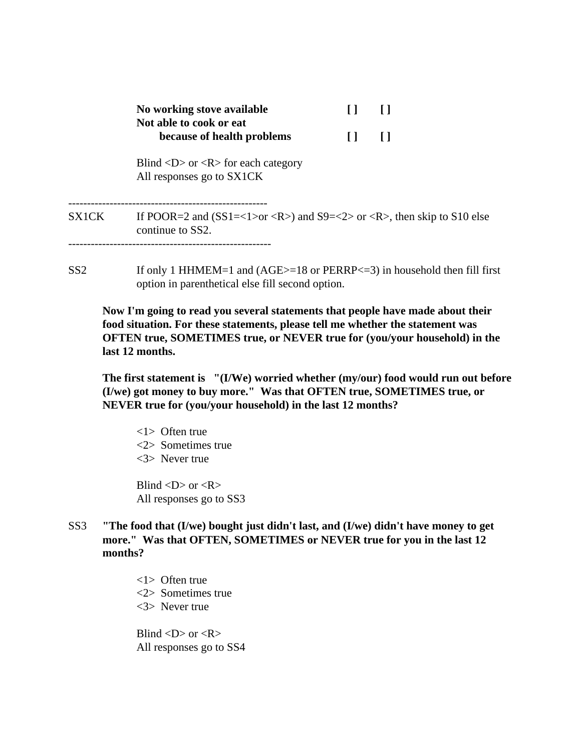**No working stove available** **[ ]** **[ ]**
**Not able to cook or eat because of health problems** **[ ]** **[ ]**

Blind <D> or <R> for each category
All responses go to SX1CK

-----------------------------------------------------

SX1CK If POOR=2 and (SS1=<1>or <R>) and S9=<2> or <R>, then skip to S10 else continue to SS2.

-----------------------------------------------------

SS2 If only 1 HHMEM=1 and (AGE>=18 or PERRP<=3) in household then fill first option in parenthetical else fill second option.

**Now I'm going to read you several statements that people have made about their food situation. For these statements, please tell me whether the statement was OFTEN true, SOMETIMES true, or NEVER true for (you/your household) in the last 12 months.**

**The first statement is "(I/We) worried whether (my/our) food would run out before (I/we) got money to buy more." Was that OFTEN true, SOMETIMES true, or NEVER true for (you/your household) in the last 12 months?**

<1> Often true
<2> Sometimes true
<3> Never true

Blind <D> or <R>
All responses go to SS3

SS3 **"The food that (I/we) bought just didn't last, and (I/we) didn't have money to get more." Was that OFTEN, SOMETIMES or NEVER true for you in the last 12 months?**

<1> Often true
<2> Sometimes true
<3> Never true

Blind <D> or <R>
All responses go to SS4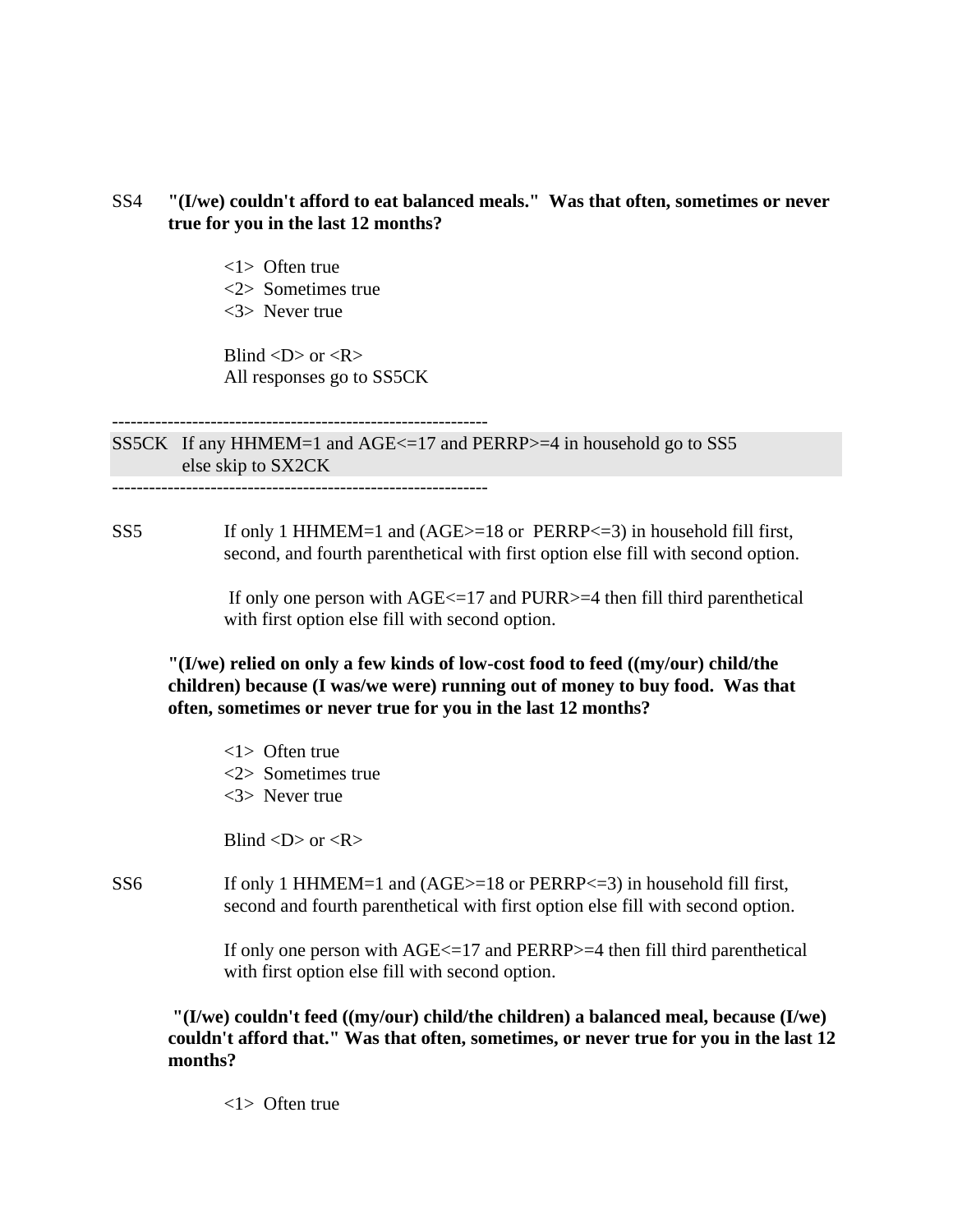SS4 **"(I/we) couldn't afford to eat balanced meals." Was that often, sometimes or never true for you in the last 12 months?**

<1> Often true
<2> Sometimes true
<3> Never true

Blind <D> or <R>
All responses go to SS5CK

---

SS5CK If any HHMEM=1 and AGE<=17 and PERRP>=4 in household go to SS5 else skip to SX2CK

---

SS5 If only 1 HHMEM=1 and (AGE>=18 or PERRP<=3) in household fill first, second, and fourth parenthetical with first option else fill with second option.

If only one person with AGE<=17 and PURR>=4 then fill third parenthetical with first option else fill with second option.

**"(I/we) relied on only a few kinds of low-cost food to feed ((my/our) child/the children) because (I was/we were) running out of money to buy food. Was that often, sometimes or never true for you in the last 12 months?**

<1> Often true
<2> Sometimes true
<3> Never true

Blind <D> or <R>

SS6 If only 1 HHMEM=1 and (AGE>=18 or PERRP<=3) in household fill first, second and fourth parenthetical with first option else fill with second option.

If only one person with AGE<=17 and PERRP>=4 then fill third parenthetical with first option else fill with second option.

**"(I/we) couldn't feed ((my/our) child/the children) a balanced meal, because (I/we) couldn't afford that." Was that often, sometimes, or never true for you in the last 12 months?**

<1> Often true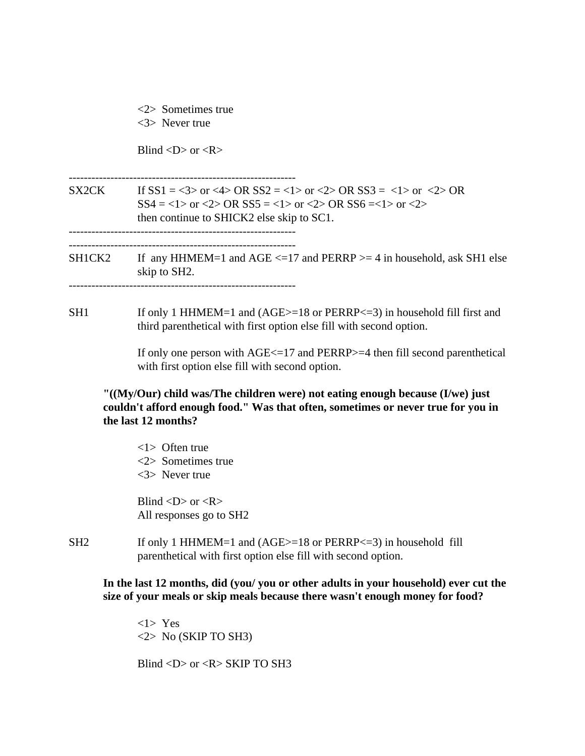<2>  Sometimes true
<3>  Never true

Blind <D> or <R>

------------------------------------------------------------

SX2CK    If SS1 = <3> or <4> OR SS2 = <1> or <2> OR SS3 =  <1> or  <2> OR SS4 = <1> or <2> OR SS5 = <1> or <2> OR SS6 =<1> or <2> then continue to SHICK2 else skip to SC1.

------------------------------------------------------------

------------------------------------------------------------

SH1CK2    If  any HHMEM=1 and AGE <=17 and PERRP >= 4 in household, ask SH1 else skip to SH2.

------------------------------------------------------------

SH1    If only 1 HHMEM=1 and (AGE>=18 or PERRP<=3) in household fill first and third parenthetical with first option else fill with second option.

If only one person with AGE<=17 and PERRP>=4 then fill second parenthetical with first option else fill with second option.

**"((My/Our) child was/The children were) not eating enough because (I/we) just couldn't afford enough food." Was that often, sometimes or never true for you in the last 12 months?**

<1>  Often true
<2>  Sometimes true
<3>  Never true

Blind <D> or <R>
All responses go to SH2

SH2    If only 1 HHMEM=1 and (AGE>=18 or PERRP<=3) in household  fill parenthetical with first option else fill with second option.

**In the last 12 months, did (you/ you or other adults in your household) ever cut the size of your meals or skip meals because there wasn't enough money for food?**

<1>  Yes
<2>  No (SKIP TO SH3)

Blind <D> or <R> SKIP TO SH3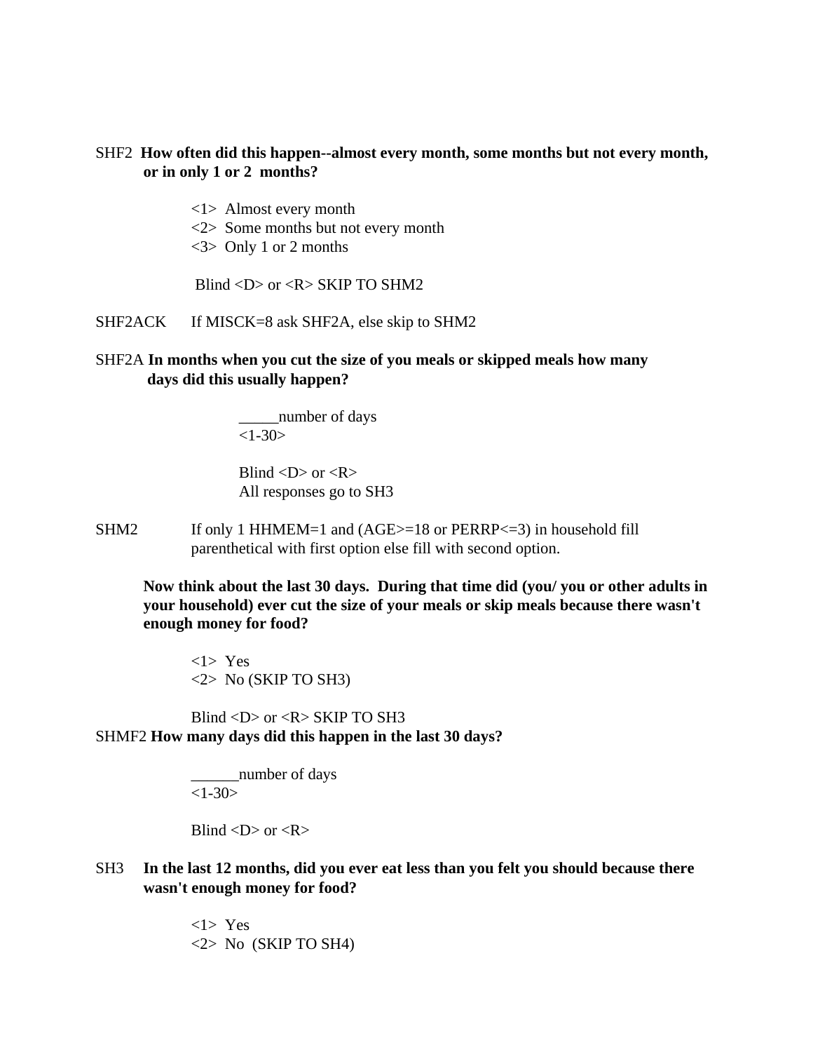SHF2 **How often did this happen--almost every month, some months but not every month, or in only 1 or 2 months?**

<1> Almost every month
<2> Some months but not every month
<3> Only 1 or 2 months

Blind <D> or <R> SKIP TO SHM2

SHF2ACK If MISCK=8 ask SHF2A, else skip to SHM2

SHF2A **In months when you cut the size of you meals or skipped meals how many days did this usually happen?**

_____number of days
<1-30>

Blind <D> or <R>
All responses go to SH3

SHM2 If only 1 HHMEM=1 and (AGE>=18 or PERRP<=3) in household fill parenthetical with first option else fill with second option.

**Now think about the last 30 days. During that time did (you/ you or other adults in your household) ever cut the size of your meals or skip meals because there wasn't enough money for food?**

<1> Yes
<2> No (SKIP TO SH3)

Blind <D> or <R> SKIP TO SH3

SHMF2 **How many days did this happen in the last 30 days?**

______number of days
<1-30>

Blind <D> or <R>

SH3 **In the last 12 months, did you ever eat less than you felt you should because there wasn't enough money for food?**

<1> Yes
<2> No (SKIP TO SH4)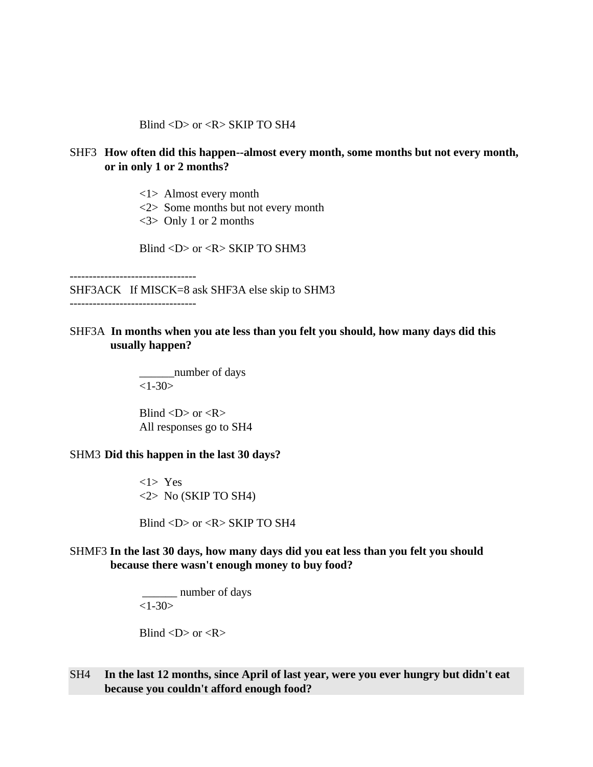Blind <D> or <R> SKIP TO SH4

SHF3 **How often did this happen--almost every month, some months but not every month, or in only 1 or 2 months?**

<1> Almost every month
<2> Some months but not every month
<3> Only 1 or 2 months

Blind <D> or <R> SKIP TO SHM3

---------------------------------
SHF3ACK If MISCK=8 ask SHF3A else skip to SHM3
---------------------------------

SHF3A **In months when you ate less than you felt you should, how many days did this usually happen?**

______number of days
<1-30>

Blind <D> or <R>
All responses go to SH4

SHM3 **Did this happen in the last 30 days?**

<1> Yes
<2> No (SKIP TO SH4)

Blind <D> or <R> SKIP TO SH4

SHMF3 **In the last 30 days, how many days did you eat less than you felt you should because there wasn't enough money to buy food?**

______ number of days
<1-30>

Blind <D> or <R>

SH4 **In the last 12 months, since April of last year, were you ever hungry but didn't eat because you couldn't afford enough food?**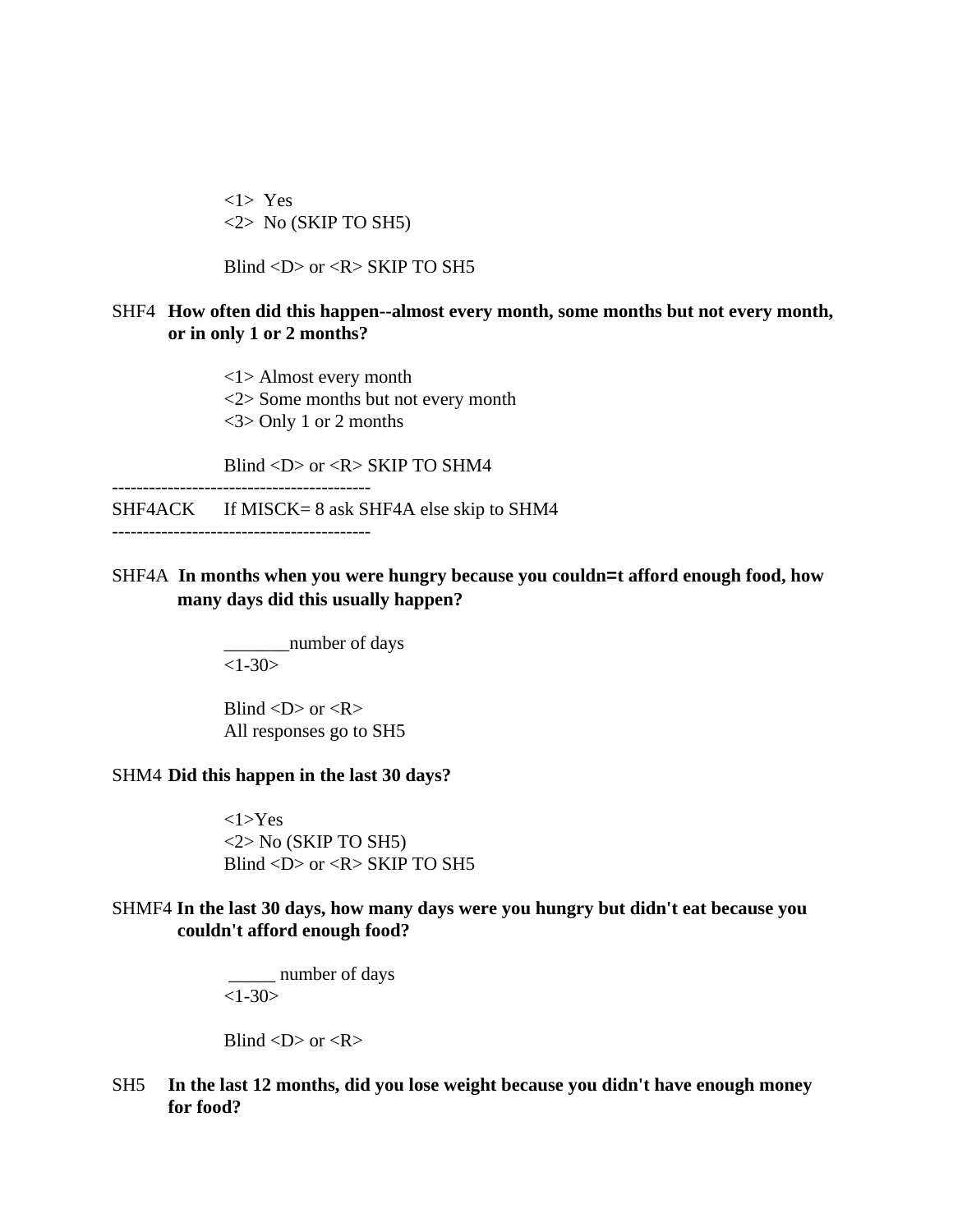<1>  Yes
<2>  No (SKIP TO SH5)

Blind <D> or <R> SKIP TO SH5

SHF4 **How often did this happen--almost every month, some months but not every month, or in only 1 or 2 months?**

<1> Almost every month
<2> Some months but not every month
<3> Only 1 or 2 months

Blind <D> or <R> SKIP TO SHM4

------------------------------------------

SHF4ACK    If MISCK= 8 ask SHF4A else skip to SHM4

------------------------------------------

SHF4A **In months when you were hungry because you couldn=t afford enough food, how many days did this usually happen?**

_______number of days
<1-30>

Blind <D> or <R>
All responses go to SH5

SHM4 **Did this happen in the last 30 days?**

<1>Yes
<2> No (SKIP TO SH5)
Blind <D> or <R> SKIP TO SH5

SHMF4 **In the last 30 days, how many days were you hungry but didn't eat because you couldn't afford enough food?**

_____ number of days
<1-30>

Blind <D> or <R>

SH5 **In the last 12 months, did you lose weight because you didn't have enough money for food?**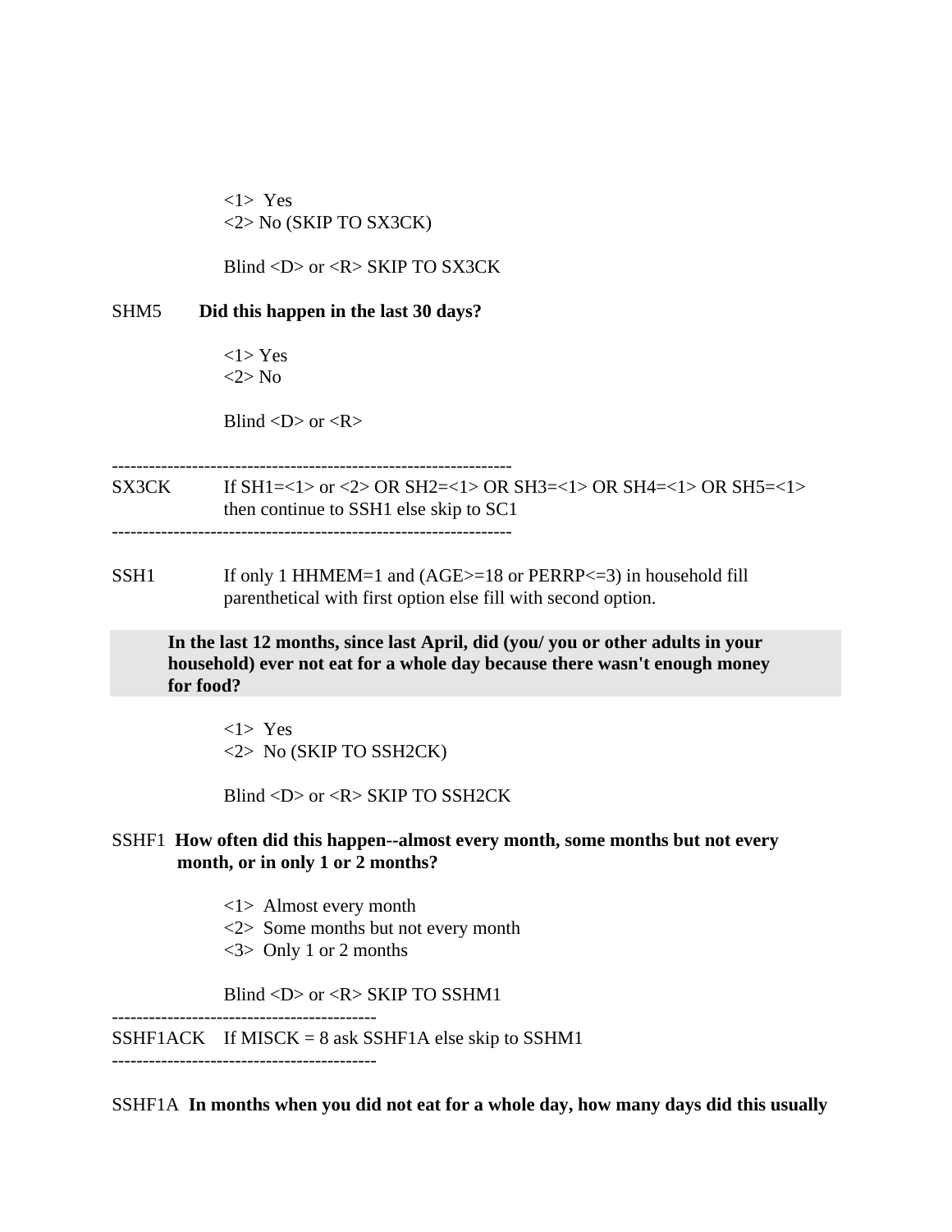<1>  Yes
<2> No (SKIP TO SX3CK)

Blind <D> or <R> SKIP TO SX3CK

SHM5 **Did this happen in the last 30 days?**

<1> Yes
<2> No

Blind <D> or <R>

-----------------------------------------------------------------
SX3CK If SH1=<1> or <2> OR SH2=<1> OR SH3=<1> OR SH4=<1> OR SH5=<1> then continue to SSH1 else skip to SC1

-----------------------------------------------------------------

SSH1 If only 1 HHMEM=1 and (AGE>=18 or PERRP<=3) in household fill parenthetical with first option else fill with second option.

**In the last 12 months, since last April, did (you/ you or other adults in your household) ever not eat for a whole day because there wasn't enough money for food?**

<1>  Yes
<2>  No (SKIP TO SSH2CK)

Blind <D> or <R> SKIP TO SSH2CK

SSHF1 **How often did this happen--almost every month, some months but not every month, or in only 1 or 2 months?**

<1>  Almost every month
<2>  Some months but not every month
<3>  Only 1 or 2 months

Blind <D> or <R> SKIP TO SSHM1

-------------------------------------------
SSHF1ACK If MISCK = 8 ask SSHF1A else skip to SSHM1

-------------------------------------------

SSHF1A **In months when you did not eat for a whole day, how many days did this usually**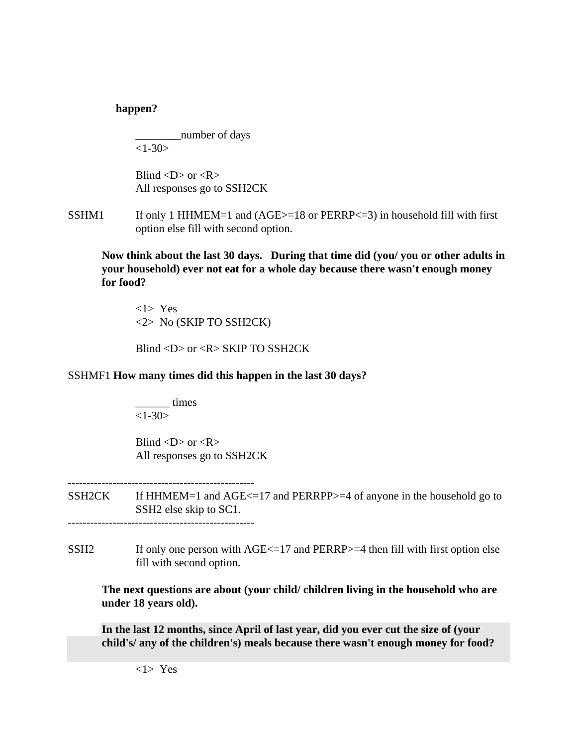**happen?**

________number of days
<1-30>

Blind <D> or <R>
All responses go to SSH2CK

SSHM1 If only 1 HHMEM=1 and (AGE>=18 or PERRP<=3) in household fill with first option else fill with second option.

**Now think about the last 30 days. During that time did (you/ you or other adults in your household) ever not eat for a whole day because there wasn't enough money for food?**

<1> Yes
<2> No (SKIP TO SSH2CK)

Blind <D> or <R> SKIP TO SSH2CK

SSHMF1 **How many times did this happen in the last 30 days?**

______ times
<1-30>

Blind <D> or <R>
All responses go to SSH2CK

--------------------------------------------------
SSH2CK If HHMEM=1 and AGE<=17 and PERRPP>=4 of anyone in the household go to SSH2 else skip to SC1.
--------------------------------------------------

SSH2 If only one person with AGE<=17 and PERRP>=4 then fill with first option else fill with second option.

**The next questions are about (your child/ children living in the household who are under 18 years old).**

**In the last 12 months, since April of last year, did you ever cut the size of (your child's/ any of the children's) meals because there wasn't enough money for food?**

<1> Yes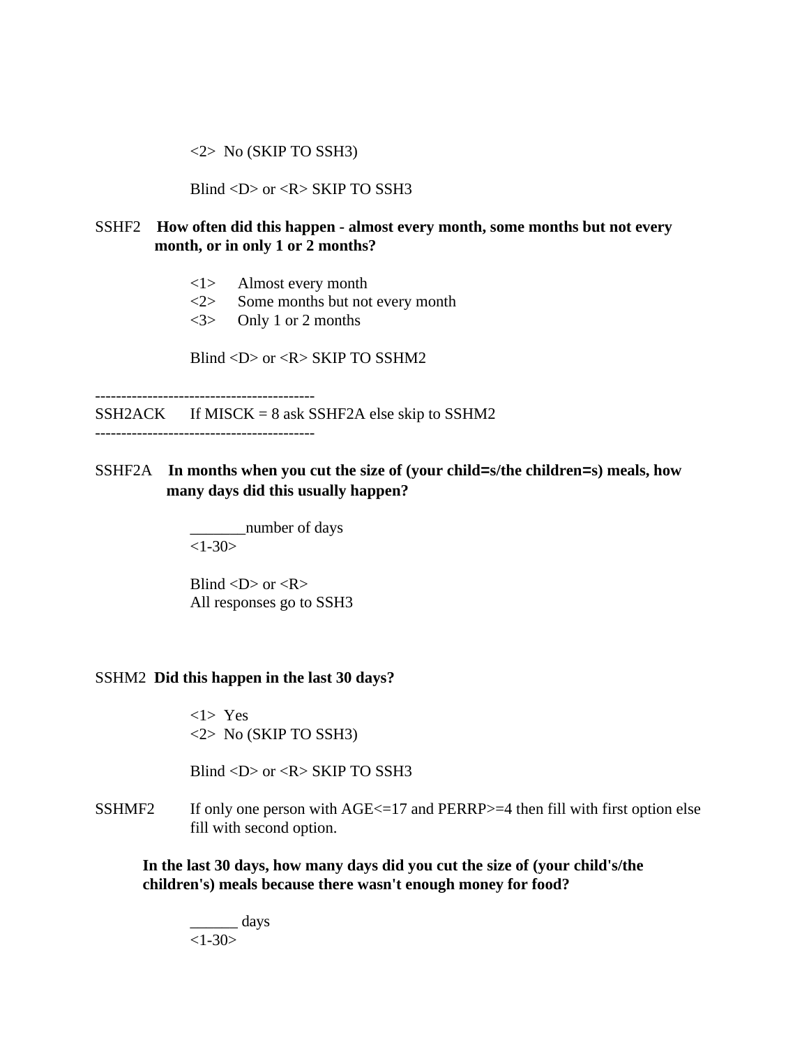<2>  No (SKIP TO SSH3)

Blind <D> or <R> SKIP TO SSH3

SSHF2 **How often did this happen - almost every month, some months but not every month, or in only 1 or 2 months?**

<1> Almost every month
<2> Some months but not every month
<3> Only 1 or 2 months

Blind <D> or <R> SKIP TO SSHM2

------------------------------------------
SSH2ACK If MISCK = 8 ask SSHF2A else skip to SSHM2
------------------------------------------

SSHF2A **In months when you cut the size of (your child=s/the children=s) meals, how many days did this usually happen?**

_______number of days
<1-30>

Blind <D> or <R>
All responses go to SSH3

SSHM2 **Did this happen in the last 30 days?**

<1>  Yes
<2>  No (SKIP TO SSH3)

Blind <D> or <R> SKIP TO SSH3

SSHMF2 If only one person with AGE<=17 and PERRP>=4 then fill with first option else fill with second option.

**In the last 30 days, how many days did you cut the size of (your child's/the children's) meals because there wasn't enough money for food?**

______ days
<1-30>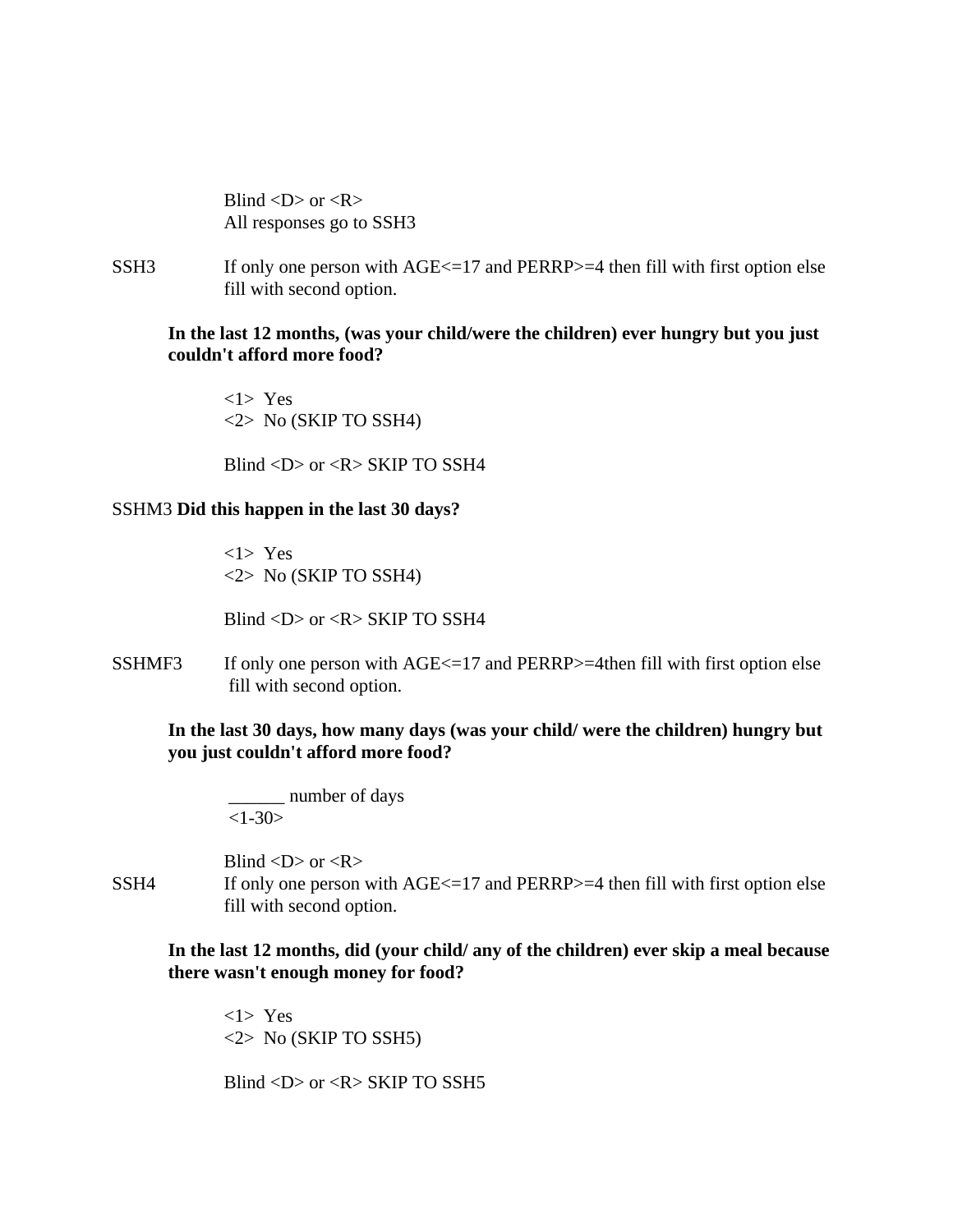Blind <D> or <R>
All responses go to SSH3

SSH3 If only one person with AGE<=17 and PERRP>=4 then fill with first option else fill with second option.

**In the last 12 months, (was your child/were the children) ever hungry but you just couldn't afford more food?**

<1> Yes
<2> No (SKIP TO SSH4)

Blind <D> or <R> SKIP TO SSH4

SSHM3 **Did this happen in the last 30 days?**

<1> Yes
<2> No (SKIP TO SSH4)

Blind <D> or <R> SKIP TO SSH4

SSHMF3 If only one person with AGE<=17 and PERRP>=4then fill with first option else fill with second option.

**In the last 30 days, how many days (was your child/ were the children) hungry but you just couldn't afford more food?**

______ number of days
<1-30>

Blind <D> or <R>

SSH4 If only one person with AGE<=17 and PERRP>=4 then fill with first option else fill with second option.

**In the last 12 months, did (your child/ any of the children) ever skip a meal because there wasn't enough money for food?**

<1> Yes
<2> No (SKIP TO SSH5)

Blind <D> or <R> SKIP TO SSH5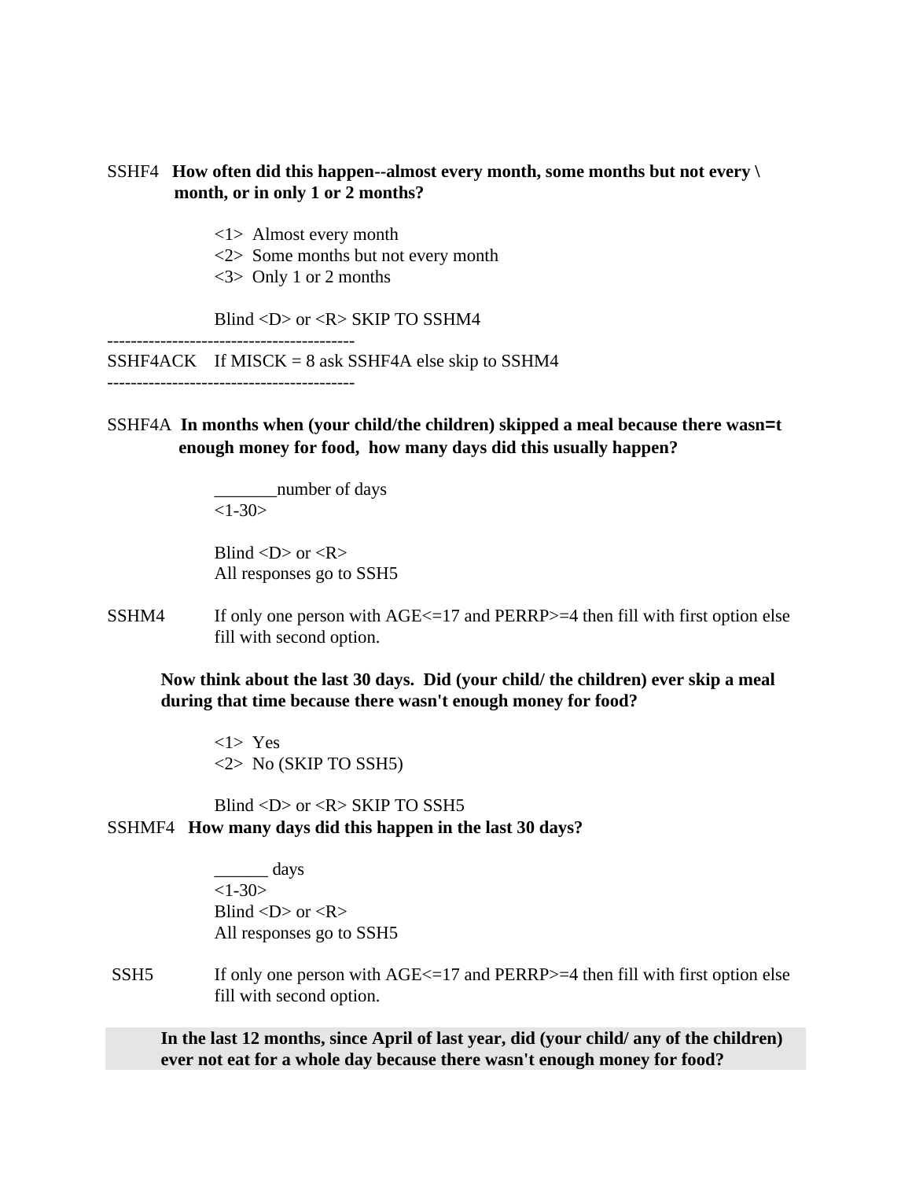SSHF4 **How often did this happen--almost every month, some months but not every \ month, or in only 1 or 2 months?**

<1> Almost every month
<2> Some months but not every month
<3> Only 1 or 2 months

Blind <D> or <R> SKIP TO SSHM4

------------------------------------------

SSHF4ACK If MISCK = 8 ask SSHF4A else skip to SSHM4

------------------------------------------

SSHF4A **In months when (your child/the children) skipped a meal because there wasn=t enough money for food, how many days did this usually happen?**

_______number of days
<1-30>

Blind <D> or <R>
All responses go to SSH5

SSHM4 If only one person with AGE<=17 and PERRP>=4 then fill with first option else fill with second option.

**Now think about the last 30 days. Did (your child/ the children) ever skip a meal during that time because there wasn't enough money for food?**

<1> Yes
<2> No (SKIP TO SSH5)

Blind <D> or <R> SKIP TO SSH5

SSHMF4 **How many days did this happen in the last 30 days?**

______ days
<1-30>
Blind <D> or <R>
All responses go to SSH5

SSH5 If only one person with AGE<=17 and PERRP>=4 then fill with first option else fill with second option.

**In the last 12 months, since April of last year, did (your child/ any of the children) ever not eat for a whole day because there wasn't enough money for food?**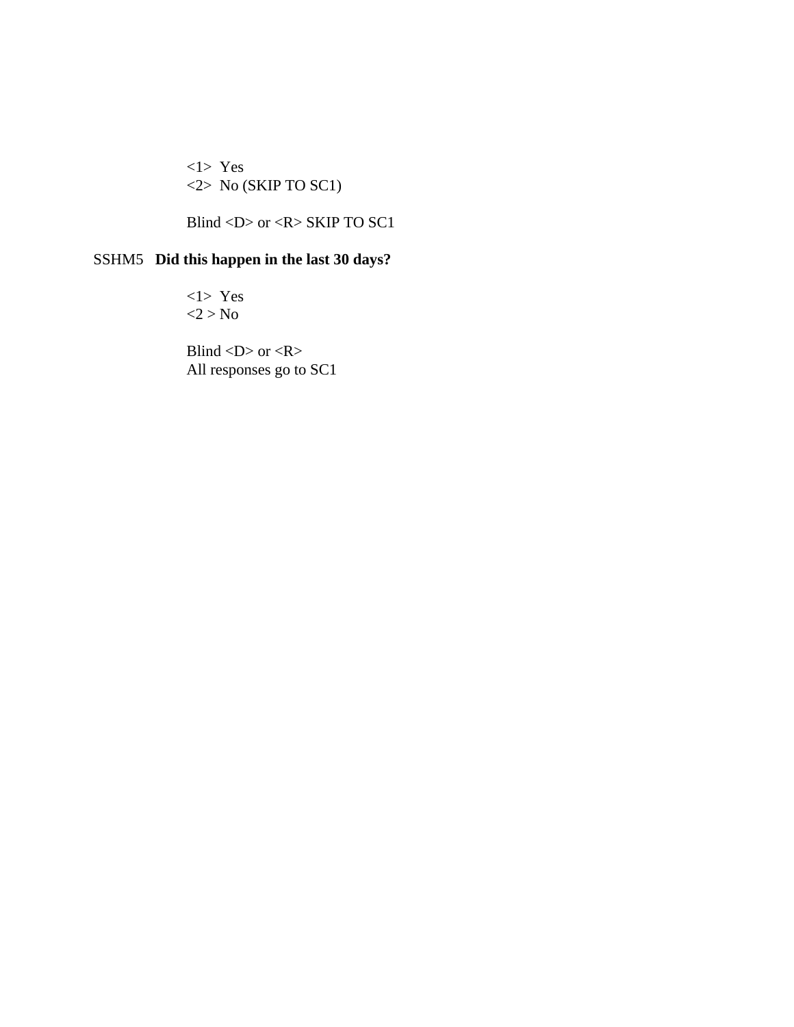<1>  Yes
<2>  No (SKIP TO SC1)

Blind <D> or <R> SKIP TO SC1

SSHM5   **Did this happen in the last 30 days?**

<1>  Yes
<2 > No

Blind <D> or <R>
All responses go to SC1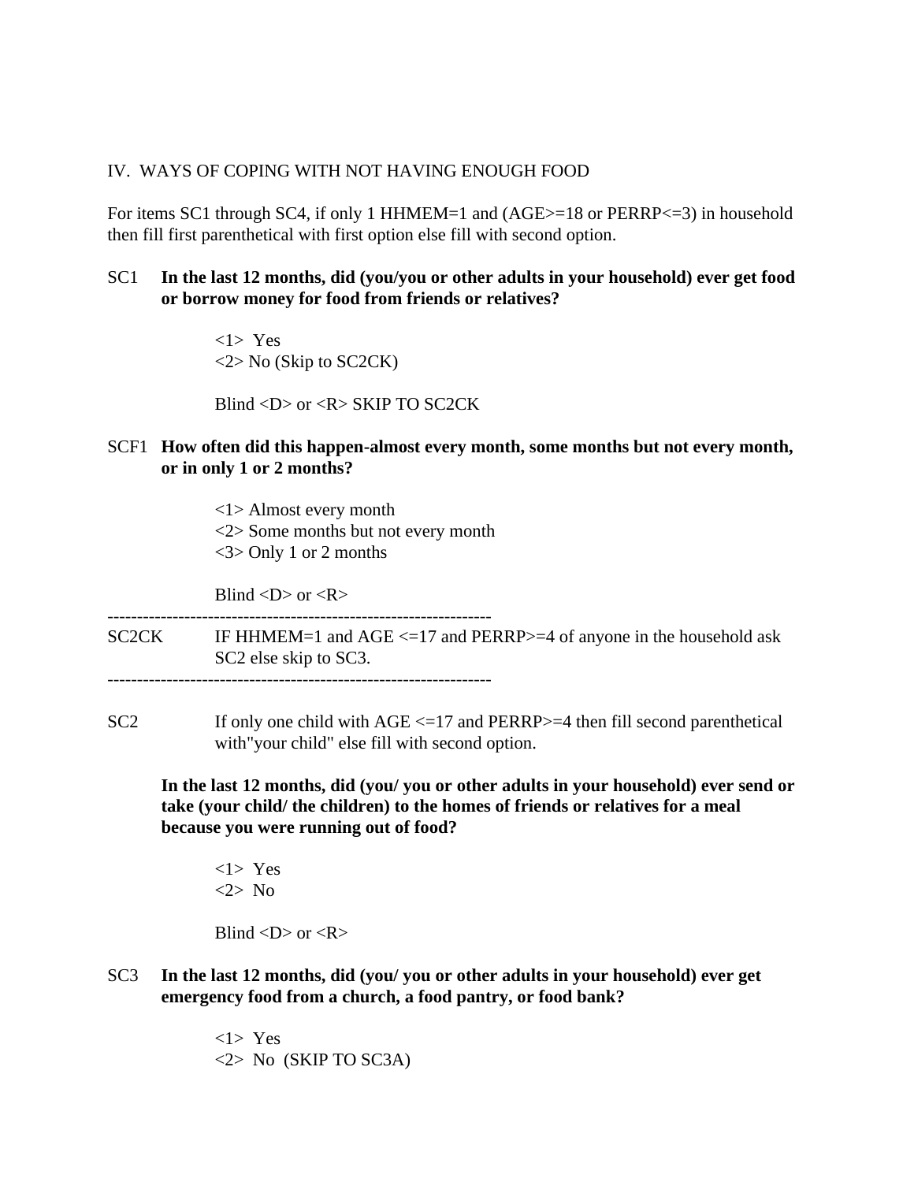## IV. WAYS OF COPING WITH NOT HAVING ENOUGH FOOD

For items SC1 through SC4, if only 1 HHMEM=1 and (AGE>=18 or PERRP<=3) in household then fill first parenthetical with first option else fill with second option.

SC1 **In the last 12 months, did (you/you or other adults in your household) ever get food or borrow money for food from friends or relatives?**

<1> Yes
<2> No (Skip to SC2CK)

Blind <D> or <R> SKIP TO SC2CK

SCF1 **How often did this happen-almost every month, some months but not every month, or in only 1 or 2 months?**

<1> Almost every month
<2> Some months but not every month
<3> Only 1 or 2 months

Blind <D> or <R>

------------------------------------------------------------------

SC2CK IF HHMEM=1 and AGE <=17 and PERRP>=4 of anyone in the household ask SC2 else skip to SC3.

------------------------------------------------------------------

SC2 If only one child with AGE <=17 and PERRP>=4 then fill second parenthetical with"your child" else fill with second option.

**In the last 12 months, did (you/ you or other adults in your household) ever send or take (your child/ the children) to the homes of friends or relatives for a meal because you were running out of food?**

<1> Yes
<2> No

Blind <D> or <R>

SC3 **In the last 12 months, did (you/ you or other adults in your household) ever get emergency food from a church, a food pantry, or food bank?**

<1> Yes
<2> No (SKIP TO SC3A)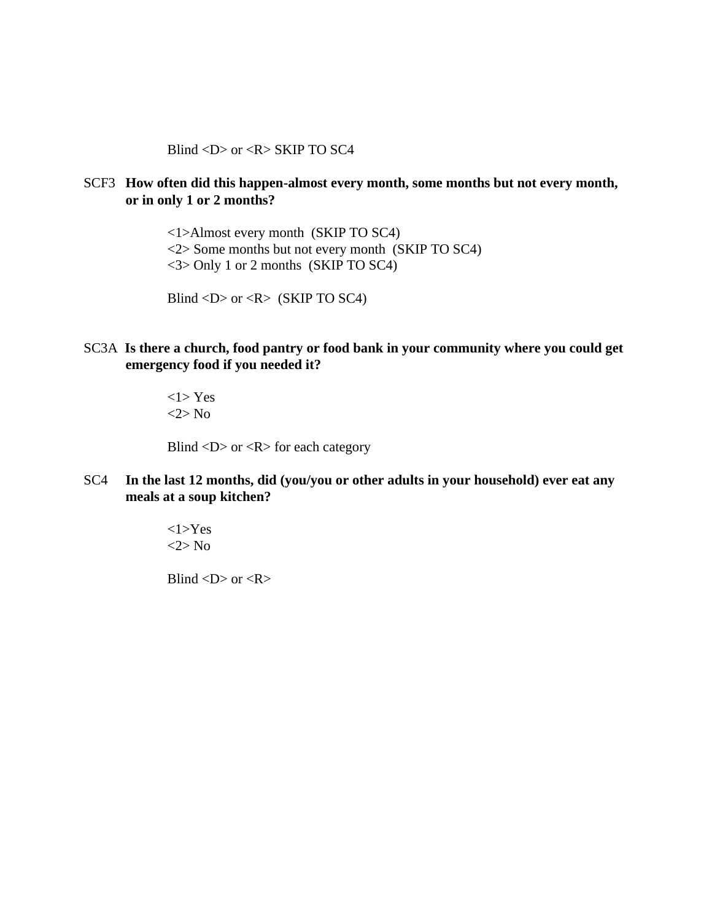Blind <D> or <R> SKIP TO SC4

SCF3 **How often did this happen-almost every month, some months but not every month, or in only 1 or 2 months?**

<1>Almost every month (SKIP TO SC4)
<2> Some months but not every month (SKIP TO SC4)
<3> Only 1 or 2 months (SKIP TO SC4)

Blind <D> or <R> (SKIP TO SC4)

SC3A **Is there a church, food pantry or food bank in your community where you could get emergency food if you needed it?**

<1> Yes
<2> No

Blind <D> or <R> for each category

SC4 **In the last 12 months, did (you/you or other adults in your household) ever eat any meals at a soup kitchen?**

<1>Yes
<2> No

Blind <D> or <R>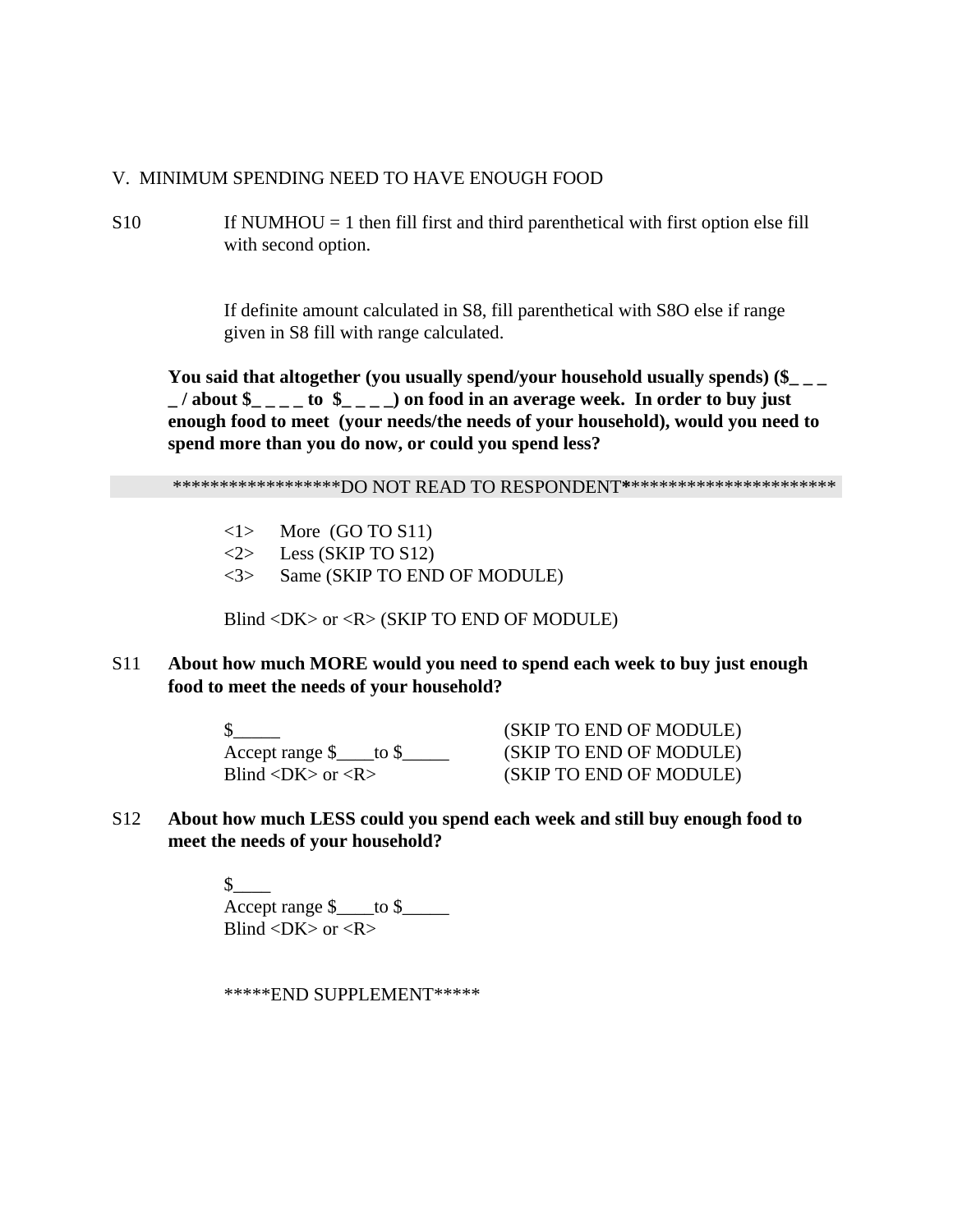V. MINIMUM SPENDING NEED TO HAVE ENOUGH FOOD

S10 If NUMHOU = 1 then fill first and third parenthetical with first option else fill with second option.

If definite amount calculated in S8, fill parenthetical with S8O else if range given in S8 fill with range calculated.

**You said that altogether (you usually spend/your household usually spends) ($_ _ _ _ / about $_ _ _ _ to $_ _ _ _) on food in an average week. In order to buy just enough food to meet (your needs/the needs of your household), would you need to spend more than you do now, or could you spend less?**

******************DO NOT READ TO RESPONDENT***********************

<1> More (GO TO S11)
<2> Less (SKIP TO S12)
<3> Same (SKIP TO END OF MODULE)

Blind <DK> or <R> (SKIP TO END OF MODULE)

S11 **About how much MORE would you need to spend each week to buy just enough food to meet the needs of your household?**

| | |
|---|---|
| $_____ | (SKIP TO END OF MODULE) |
| Accept range $____to $_____ | (SKIP TO END OF MODULE) |
| Blind <DK> or <R> | (SKIP TO END OF MODULE) |

S12 **About how much LESS could you spend each week and still buy enough food to meet the needs of your household?**

$____
Accept range $____to $_____
Blind <DK> or <R>

*****END SUPPLEMENT*****